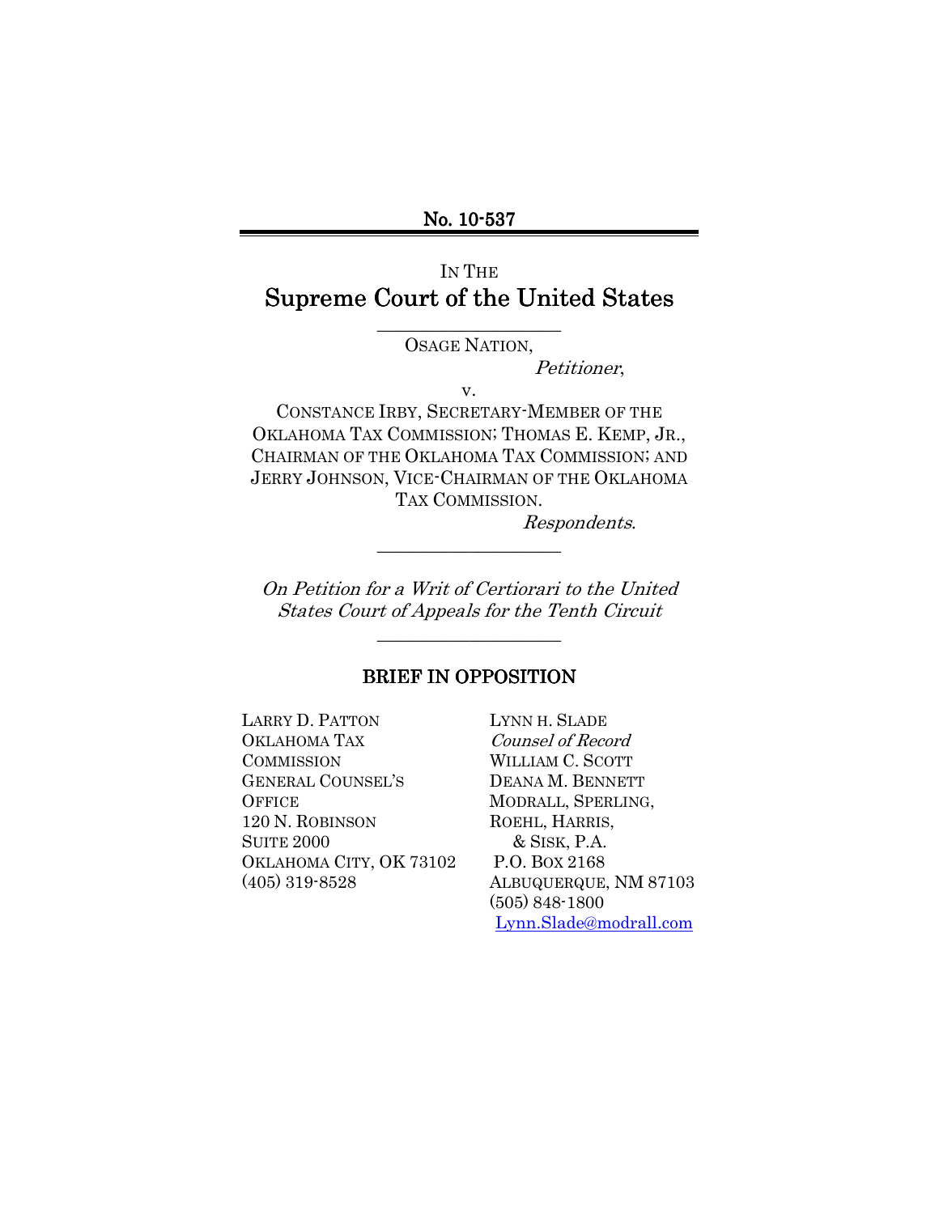No. 10-537

IN THE

# Supreme Court of the United States

---

OSAGE NATION,

*Petitioner*,

v.

CONSTANCE IRBY, SECRETARY-MEMBER OF THE OKLAHOMA TAX COMMISSION; THOMAS E. KEMP, JR., CHAIRMAN OF THE OKLAHOMA TAX COMMISSION; AND JERRY JOHNSON, VICE-CHAIRMAN OF THE OKLAHOMA TAX COMMISSION.

*Respondents*.

---

*On Petition for a Writ of Certiorari to the United States Court of Appeals for the Tenth Circuit*

---

## BRIEF IN OPPOSITION

LARRY D. PATTON
OKLAHOMA TAX COMMISSION
GENERAL COUNSEL'S OFFICE
120 N. ROBINSON
SUITE 2000
OKLAHOMA CITY, OK 73102
(405) 319-8528

LYNN H. SLADE
*Counsel of Record*
WILLIAM C. SCOTT
DEANA M. BENNETT
MODRALL, SPERLING, ROEHL, HARRIS, & SISK, P.A.
P.O. BOX 2168
ALBUQUERQUE, NM 87103
(505) 848-1800
Lynn.Slade@modrall.com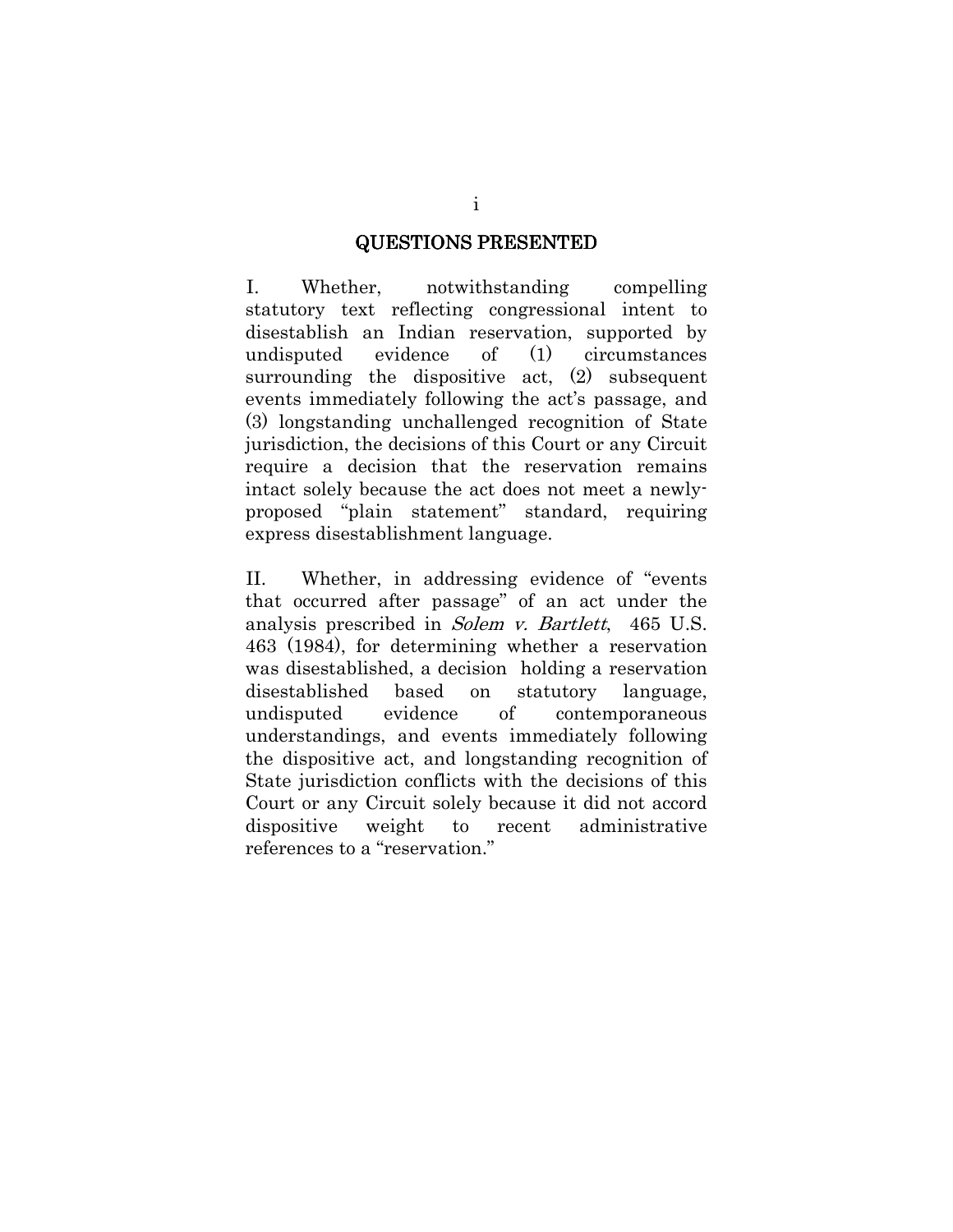# QUESTIONS PRESENTED

I. Whether, notwithstanding compelling statutory text reflecting congressional intent to disestablish an Indian reservation, supported by undisputed evidence of (1) circumstances surrounding the dispositive act, (2) subsequent events immediately following the act's passage, and (3) longstanding unchallenged recognition of State jurisdiction, the decisions of this Court or any Circuit require a decision that the reservation remains intact solely because the act does not meet a newly-proposed "plain statement" standard, requiring express disestablishment language.

II. Whether, in addressing evidence of "events that occurred after passage" of an act under the analysis prescribed in *Solem v. Bartlett*, 465 U.S. 463 (1984), for determining whether a reservation was disestablished, a decision holding a reservation disestablished based on statutory language, undisputed evidence of contemporaneous understandings, and events immediately following the dispositive act, and longstanding recognition of State jurisdiction conflicts with the decisions of this Court or any Circuit solely because it did not accord dispositive weight to recent administrative references to a "reservation."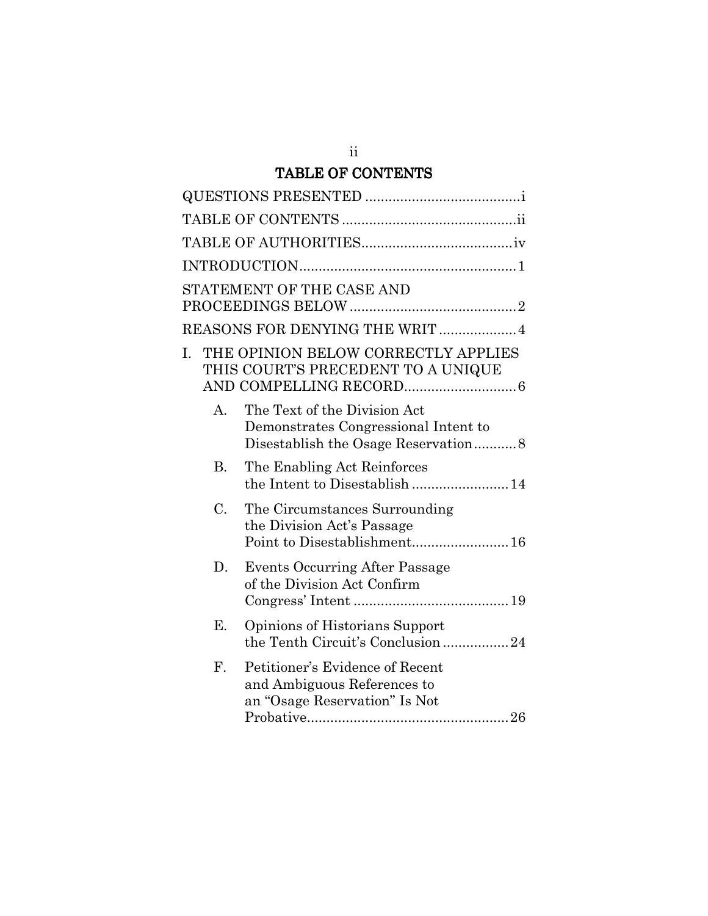# TABLE OF CONTENTS

QUESTIONS PRESENTED ........................................ i

TABLE OF CONTENTS ............................................ ii

TABLE OF AUTHORITIES ...................................... iv

INTRODUCTION ....................................................... 1

STATEMENT OF THE CASE AND PROCEEDINGS BELOW ........................................... 2

REASONS FOR DENYING THE WRIT .................... 4

I. THE OPINION BELOW CORRECTLY APPLIES THIS COURT'S PRECEDENT TO A UNIQUE AND COMPELLING RECORD ............................ 6

   A. The Text of the Division Act Demonstrates Congressional Intent to Disestablish the Osage Reservation ........... 8

   B. The Enabling Act Reinforces the Intent to Disestablish ......................... 14

   C. The Circumstances Surrounding the Division Act's Passage Point to Disestablishment ......................... 16

   D. Events Occurring After Passage of the Division Act Confirm Congress' Intent ........................................ 19

   E. Opinions of Historians Support the Tenth Circuit's Conclusion ................. 24

   F. Petitioner's Evidence of Recent and Ambiguous References to an "Osage Reservation" Is Not Probative .................................................... 26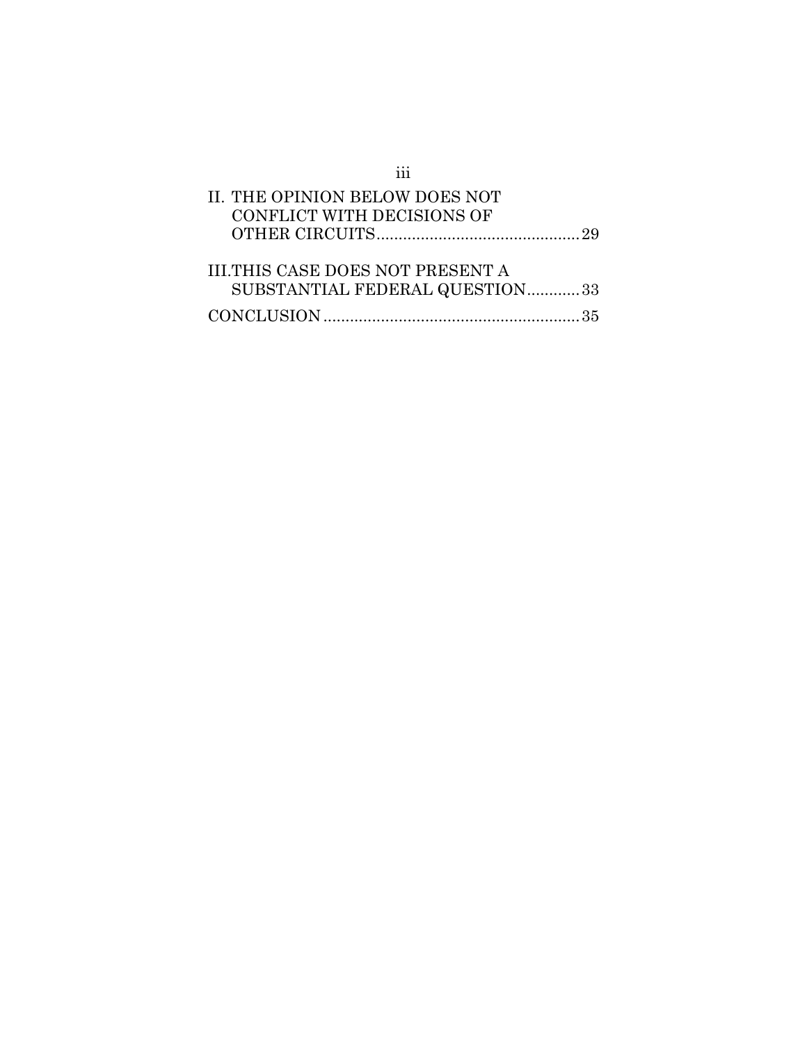II. THE OPINION BELOW DOES NOT CONFLICT WITH DECISIONS OF OTHER CIRCUITS .......... 29

III. THIS CASE DOES NOT PRESENT A SUBSTANTIAL FEDERAL QUESTION .......... 33

CONCLUSION .......... 35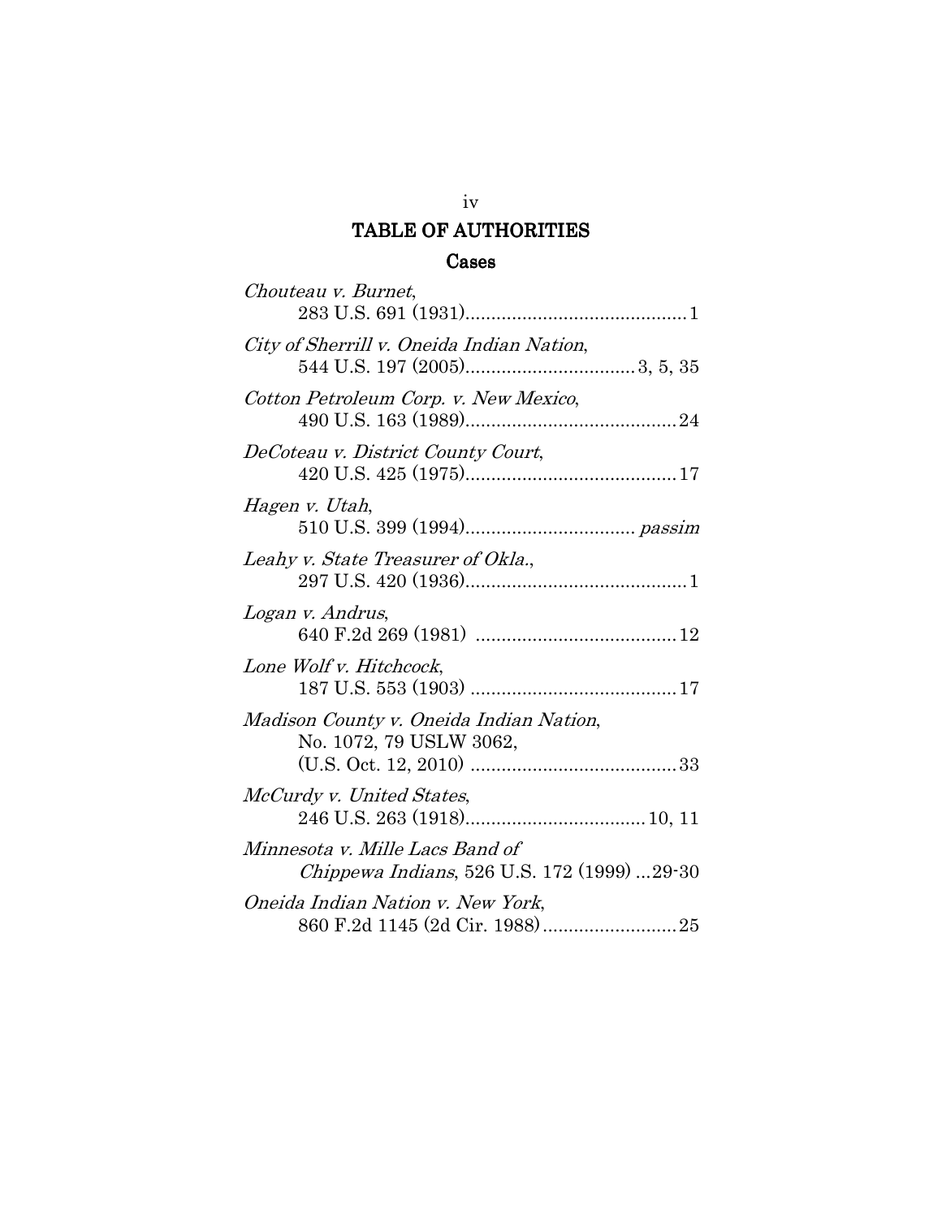# TABLE OF AUTHORITIES

## Cases

*Chouteau v. Burnet*,
283 U.S. 691 (1931)............................................1

*City of Sherrill v. Oneida Indian Nation*,
544 U.S. 197 (2005).................................3, 5, 35

*Cotton Petroleum Corp. v. New Mexico*,
490 U.S. 163 (1989).........................................24

*DeCoteau v. District County Court*,
420 U.S. 425 (1975).........................................17

*Hagen v. Utah*,
510 U.S. 399 (1994)................................. *passim*

*Leahy v. State Treasurer of Okla.*,
297 U.S. 420 (1936)............................................1

*Logan v. Andrus*,
640 F.2d 269 (1981) .......................................12

*Lone Wolf v. Hitchcock*,
187 U.S. 553 (1903) ........................................17

*Madison County v. Oneida Indian Nation*,
No. 1072, 79 USLW 3062,
(U.S. Oct. 12, 2010) ........................................33

*McCurdy v. United States*,
246 U.S. 263 (1918)...................................10, 11

*Minnesota v. Mille Lacs Band of Chippewa Indians*, 526 U.S. 172 (1999) ...29-30

*Oneida Indian Nation v. New York*,
860 F.2d 1145 (2d Cir. 1988)..........................25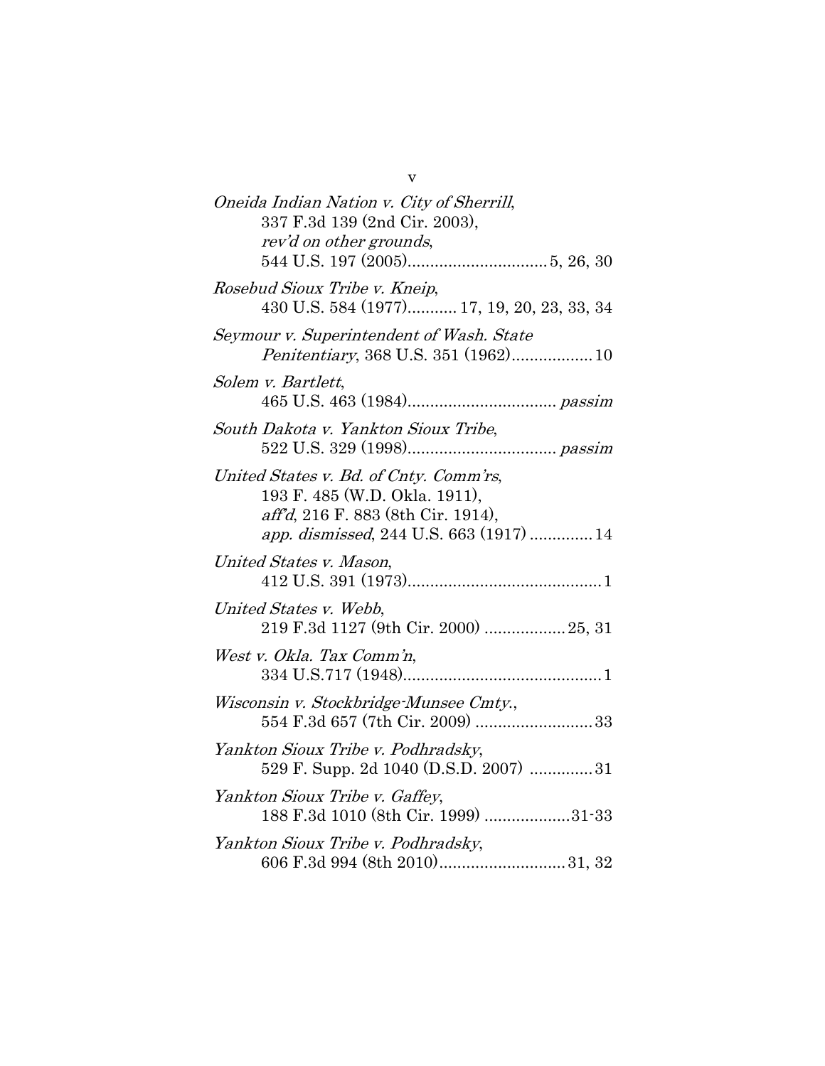*Oneida Indian Nation v. City of Sherrill*, 337 F.3d 139 (2nd Cir. 2003), *rev'd on other grounds*, 544 U.S. 197 (2005)............................... 5, 26, 30

*Rosebud Sioux Tribe v. Kneip*, 430 U.S. 584 (1977)........... 17, 19, 20, 23, 33, 34

*Seymour v. Superintendent of Wash. State Penitentiary*, 368 U.S. 351 (1962).................. 10

*Solem v. Bartlett*, 465 U.S. 463 (1984)................................. *passim*

*South Dakota v. Yankton Sioux Tribe*, 522 U.S. 329 (1998)................................. *passim*

*United States v. Bd. of Cnty. Comm'rs*, 193 F. 485 (W.D. Okla. 1911), *aff'd*, 216 F. 883 (8th Cir. 1914), *app. dismissed*, 244 U.S. 663 (1917) .............. 14

*United States v. Mason*, 412 U.S. 391 (1973)........................................... 1

*United States v. Webb*, 219 F.3d 1127 (9th Cir. 2000) .................. 25, 31

*West v. Okla. Tax Comm'n*, 334 U.S.717 (1948)............................................ 1

*Wisconsin v. Stockbridge-Munsee Cmty.*, 554 F.3d 657 (7th Cir. 2009) .......................... 33

*Yankton Sioux Tribe v. Podhradsky*, 529 F. Supp. 2d 1040 (D.S.D. 2007) .............. 31

*Yankton Sioux Tribe v. Gaffey*, 188 F.3d 1010 (8th Cir. 1999) ................... 31-33

*Yankton Sioux Tribe v. Podhradsky*, 606 F.3d 994 (8th 2010)............................ 31, 32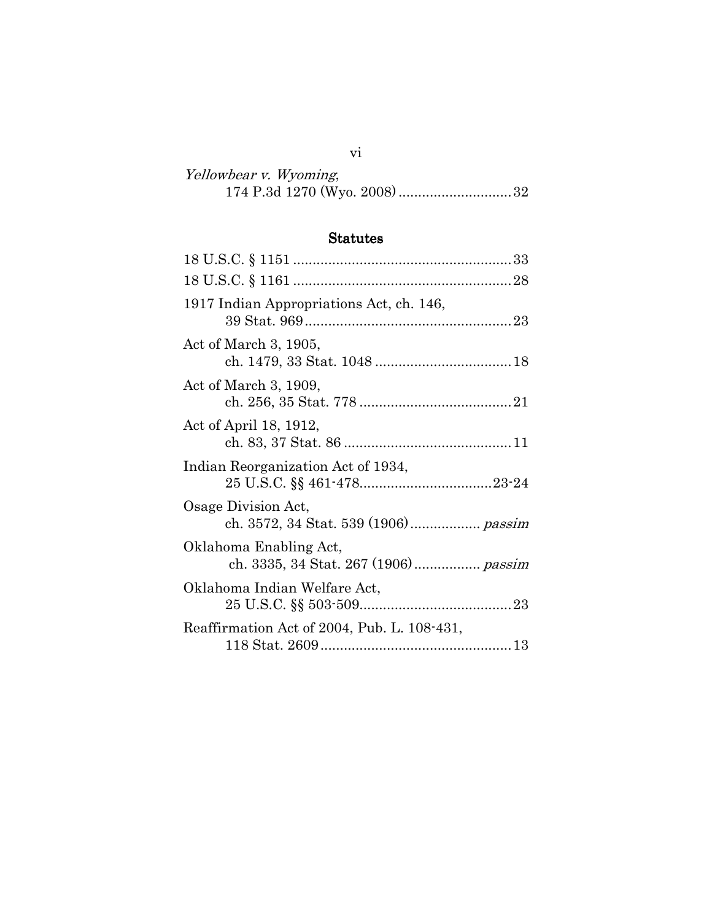*Yellowbear v. Wyoming*,
174 P.3d 1270 (Wyo. 2008) ............................ 32

## Statutes

18 U.S.C. § 1151 ........................................................ 33

18 U.S.C. § 1161 ........................................................ 28

1917 Indian Appropriations Act, ch. 146,
39 Stat. 969 ..................................................... 23

Act of March 3, 1905,
ch. 1479, 33 Stat. 1048 .................................. 18

Act of March 3, 1909,
ch. 256, 35 Stat. 778 ....................................... 21

Act of April 18, 1912,
ch. 83, 37 Stat. 86 ........................................... 11

Indian Reorganization Act of 1934,
25 U.S.C. §§ 461-478.................................. 23-24

Osage Division Act,
ch. 3572, 34 Stat. 539 (1906) ................. *passim*

Oklahoma Enabling Act,
ch. 3335, 34 Stat. 267 (1906) ................ *passim*

Oklahoma Indian Welfare Act,
25 U.S.C. §§ 503-509....................................... 23

Reaffirmation Act of 2004, Pub. L. 108-431,
118 Stat. 2609 ................................................. 13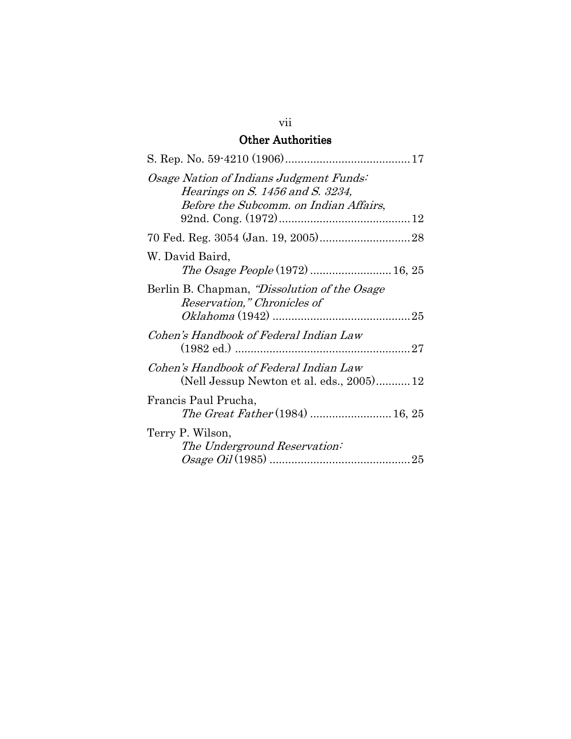## Other Authorities

S. Rep. No. 59-4210 (1906) ........................................ 17

*Osage Nation of Indians Judgment Funds: Hearings on S. 1456 and S. 3234, Before the Subcomm. on Indian Affairs*, 92nd. Cong. (1972) .......................................... 12

70 Fed. Reg. 3054 (Jan. 19, 2005) ............................ 28

W. David Baird, *The Osage People* (1972) .......................... 16, 25

Berlin B. Chapman, *"Dissolution of the Osage Reservation," Chronicles of Oklahoma* (1942) ............................................ 25

*Cohen's Handbook of Federal Indian Law* (1982 ed.) ........................................................ 27

*Cohen's Handbook of Federal Indian Law* (Nell Jessup Newton et al. eds., 2005) ........... 12

Francis Paul Prucha, *The Great Father* (1984) .......................... 16, 25

Terry P. Wilson, *The Underground Reservation: Osage Oil* (1985) ............................................. 25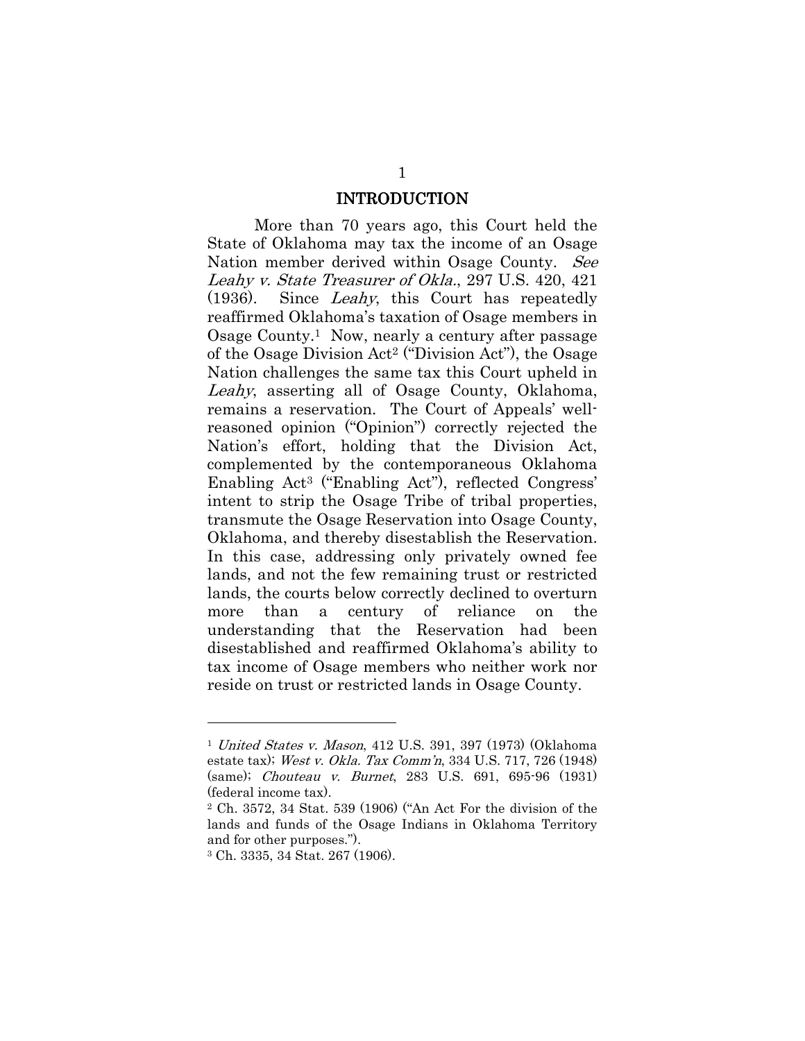# INTRODUCTION

More than 70 years ago, this Court held the State of Oklahoma may tax the income of an Osage Nation member derived within Osage County. *See Leahy v. State Treasurer of Okla.*, 297 U.S. 420, 421 (1936). Since *Leahy*, this Court has repeatedly reaffirmed Oklahoma's taxation of Osage members in Osage County.[1] Now, nearly a century after passage of the Osage Division Act[2] ("Division Act"), the Osage Nation challenges the same tax this Court upheld in *Leahy*, asserting all of Osage County, Oklahoma, remains a reservation. The Court of Appeals' well-reasoned opinion ("Opinion") correctly rejected the Nation's effort, holding that the Division Act, complemented by the contemporaneous Oklahoma Enabling Act[3] ("Enabling Act"), reflected Congress' intent to strip the Osage Tribe of tribal properties, transmute the Osage Reservation into Osage County, Oklahoma, and thereby disestablish the Reservation. In this case, addressing only privately owned fee lands, and not the few remaining trust or restricted lands, the courts below correctly declined to overturn more than a century of reliance on the understanding that the Reservation had been disestablished and reaffirmed Oklahoma's ability to tax income of Osage members who neither work nor reside on trust or restricted lands in Osage County.

---

[1] *United States v. Mason*, 412 U.S. 391, 397 (1973) (Oklahoma estate tax); *West v. Okla. Tax Comm'n*, 334 U.S. 717, 726 (1948) (same); *Chouteau v. Burnet*, 283 U.S. 691, 695-96 (1931) (federal income tax).

[2] Ch. 3572, 34 Stat. 539 (1906) ("An Act For the division of the lands and funds of the Osage Indians in Oklahoma Territory and for other purposes.").

[3] Ch. 3335, 34 Stat. 267 (1906).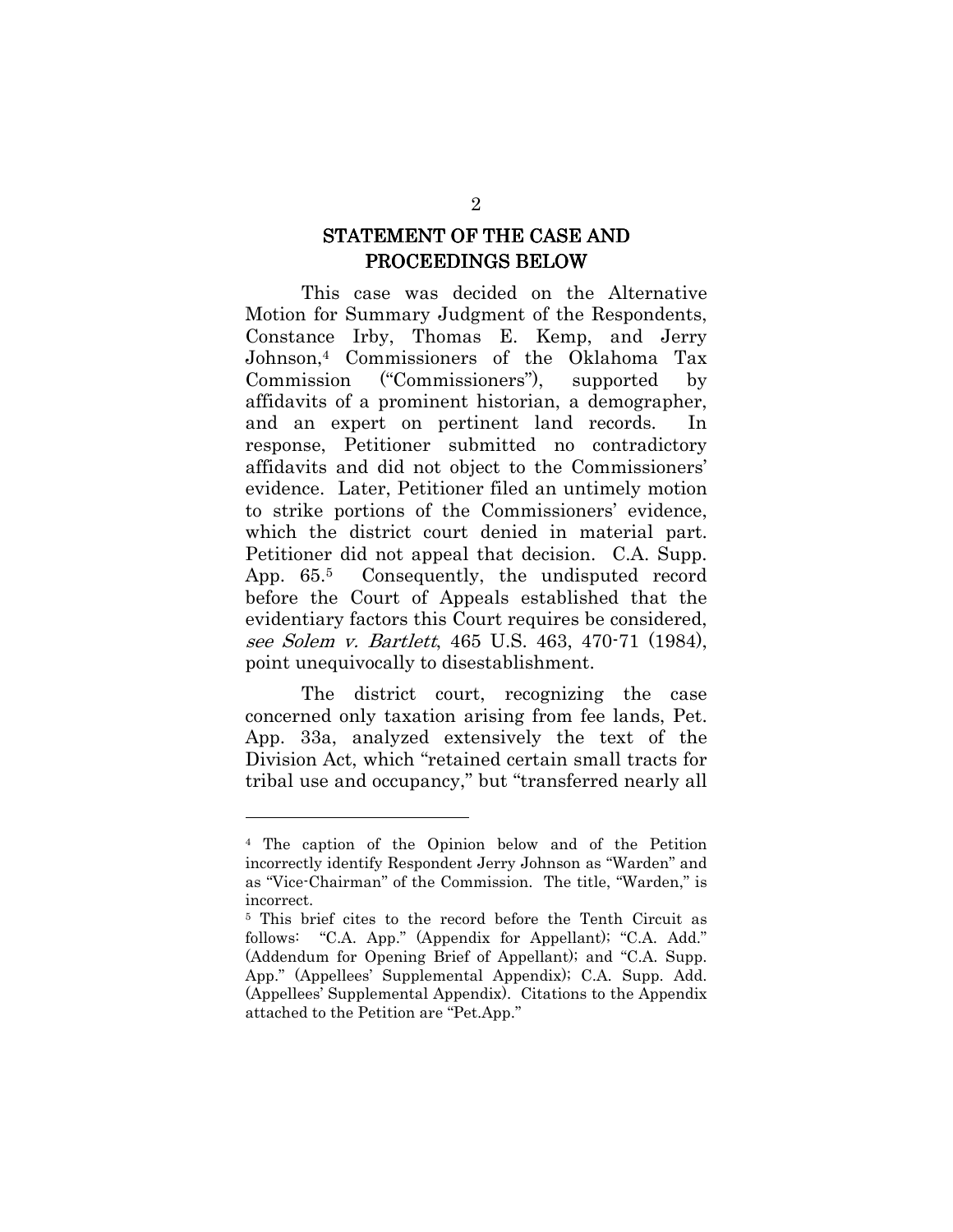## STATEMENT OF THE CASE AND PROCEEDINGS BELOW

This case was decided on the Alternative Motion for Summary Judgment of the Respondents, Constance Irby, Thomas E. Kemp, and Jerry Johnson,[4] Commissioners of the Oklahoma Tax Commission ("Commissioners"), supported by affidavits of a prominent historian, a demographer, and an expert on pertinent land records. In response, Petitioner submitted no contradictory affidavits and did not object to the Commissioners' evidence. Later, Petitioner filed an untimely motion to strike portions of the Commissioners' evidence, which the district court denied in material part. Petitioner did not appeal that decision. C.A. Supp. App. 65.[5] Consequently, the undisputed record before the Court of Appeals established that the evidentiary factors this Court requires be considered, *see Solem v. Bartlett*, 465 U.S. 463, 470-71 (1984), point unequivocally to disestablishment.

The district court, recognizing the case concerned only taxation arising from fee lands, Pet. App. 33a, analyzed extensively the text of the Division Act, which "retained certain small tracts for tribal use and occupancy," but "transferred nearly all

---

[4] The caption of the Opinion below and of the Petition incorrectly identify Respondent Jerry Johnson as "Warden" and as "Vice-Chairman" of the Commission. The title, "Warden," is incorrect.

[5] This brief cites to the record before the Tenth Circuit as follows: "C.A. App." (Appendix for Appellant); "C.A. Add." (Addendum for Opening Brief of Appellant); and "C.A. Supp. App." (Appellees' Supplemental Appendix); C.A. Supp. Add. (Appellees' Supplemental Appendix). Citations to the Appendix attached to the Petition are "Pet.App."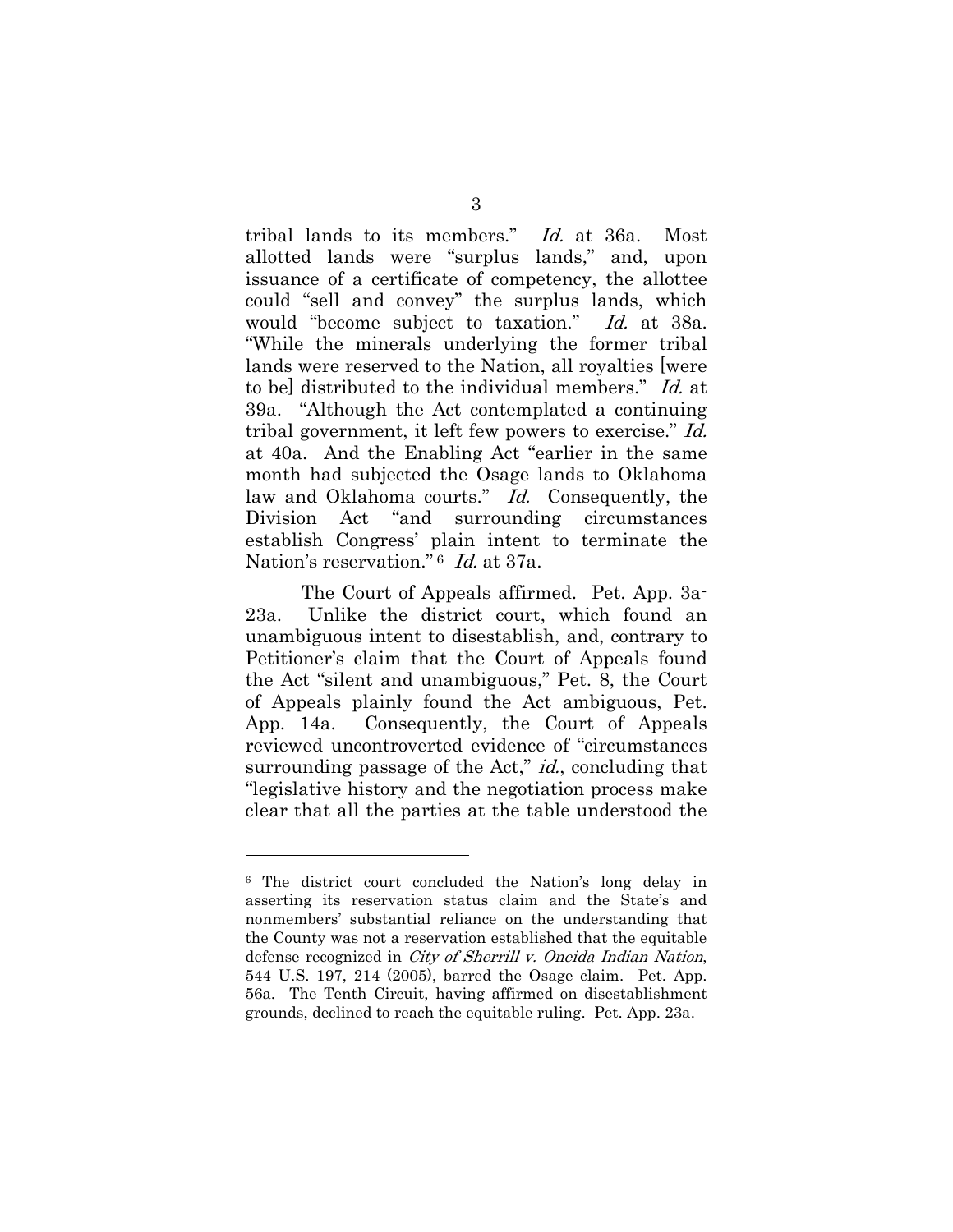tribal lands to its members." *Id.* at 36a. Most allotted lands were "surplus lands," and, upon issuance of a certificate of competency, the allottee could "sell and convey" the surplus lands, which would "become subject to taxation." *Id.* at 38a. "While the minerals underlying the former tribal lands were reserved to the Nation, all royalties [were to be] distributed to the individual members." *Id.* at 39a. "Although the Act contemplated a continuing tribal government, it left few powers to exercise." *Id.* at 40a. And the Enabling Act "earlier in the same month had subjected the Osage lands to Oklahoma law and Oklahoma courts." *Id.* Consequently, the Division Act "and surrounding circumstances establish Congress' plain intent to terminate the Nation's reservation."[6] *Id.* at 37a.

The Court of Appeals affirmed. Pet. App. 3a-23a. Unlike the district court, which found an unambiguous intent to disestablish, and, contrary to Petitioner's claim that the Court of Appeals found the Act "silent and unambiguous," Pet. 8, the Court of Appeals plainly found the Act ambiguous, Pet. App. 14a. Consequently, the Court of Appeals reviewed uncontroverted evidence of "circumstances surrounding passage of the Act," *id.*, concluding that "legislative history and the negotiation process make clear that all the parties at the table understood the

---

[6] The district court concluded the Nation's long delay in asserting its reservation status claim and the State's and nonmembers' substantial reliance on the understanding that the County was not a reservation established that the equitable defense recognized in *City of Sherrill v. Oneida Indian Nation*, 544 U.S. 197, 214 (2005), barred the Osage claim. Pet. App. 56a. The Tenth Circuit, having affirmed on disestablishment grounds, declined to reach the equitable ruling. Pet. App. 23a.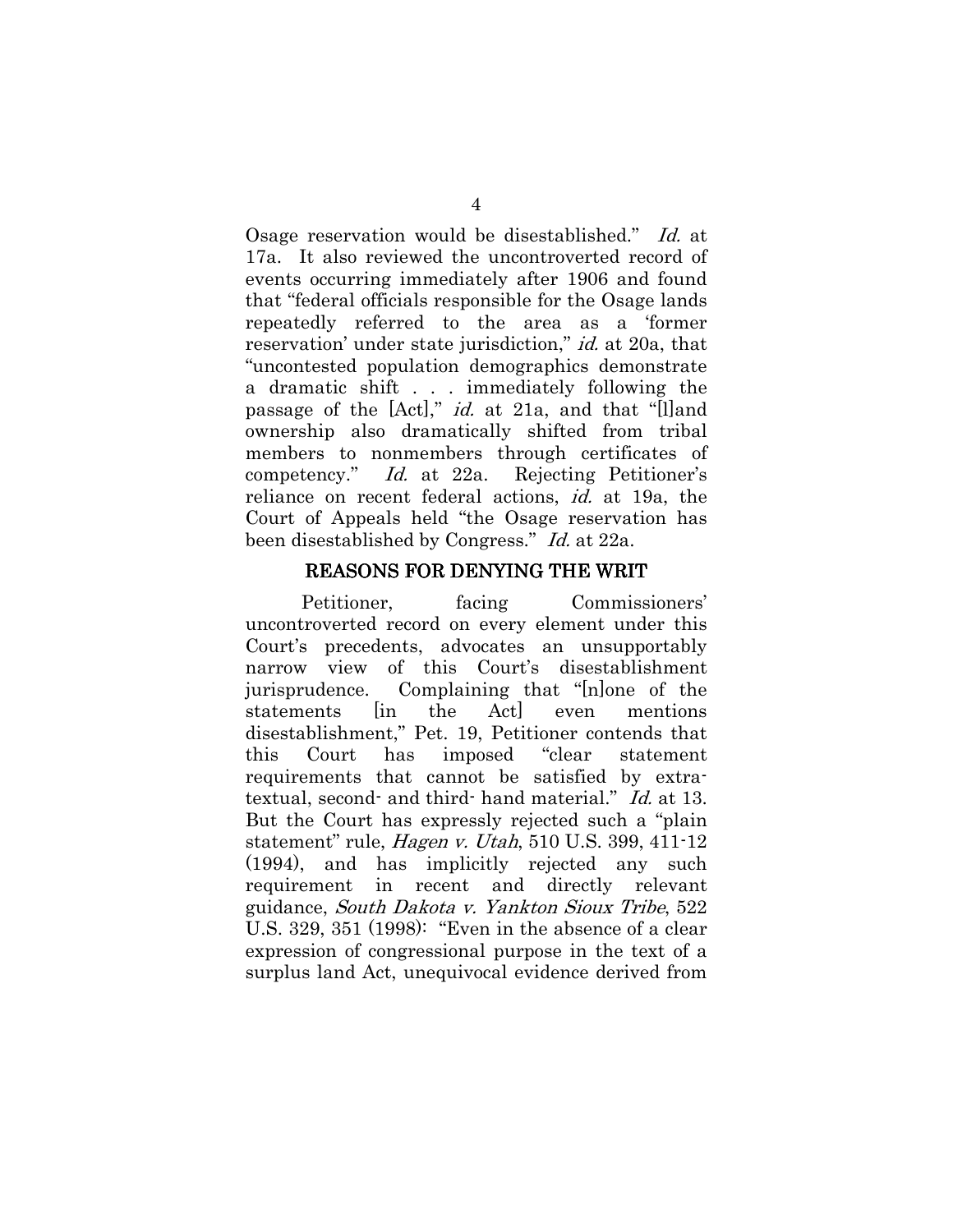Osage reservation would be disestablished." *Id.* at 17a. It also reviewed the uncontroverted record of events occurring immediately after 1906 and found that "federal officials responsible for the Osage lands repeatedly referred to the area as a 'former reservation' under state jurisdiction," *id.* at 20a, that "uncontested population demographics demonstrate a dramatic shift . . . immediately following the passage of the [Act]," *id.* at 21a, and that "[l]and ownership also dramatically shifted from tribal members to nonmembers through certificates of competency." *Id.* at 22a. Rejecting Petitioner's reliance on recent federal actions, *id.* at 19a, the Court of Appeals held "the Osage reservation has been disestablished by Congress." *Id.* at 22a.

## REASONS FOR DENYING THE WRIT

Petitioner, facing Commissioners' uncontroverted record on every element under this Court's precedents, advocates an unsupportably narrow view of this Court's disestablishment jurisprudence. Complaining that "[n]one of the statements [in the Act] even mentions disestablishment," Pet. 19, Petitioner contends that this Court has imposed "clear statement requirements that cannot be satisfied by extra-textual, second- and third- hand material." *Id.* at 13. But the Court has expressly rejected such a "plain statement" rule, *Hagen v. Utah*, 510 U.S. 399, 411-12 (1994), and has implicitly rejected any such requirement in recent and directly relevant guidance, *South Dakota v. Yankton Sioux Tribe*, 522 U.S. 329, 351 (1998): "Even in the absence of a clear expression of congressional purpose in the text of a surplus land Act, unequivocal evidence derived from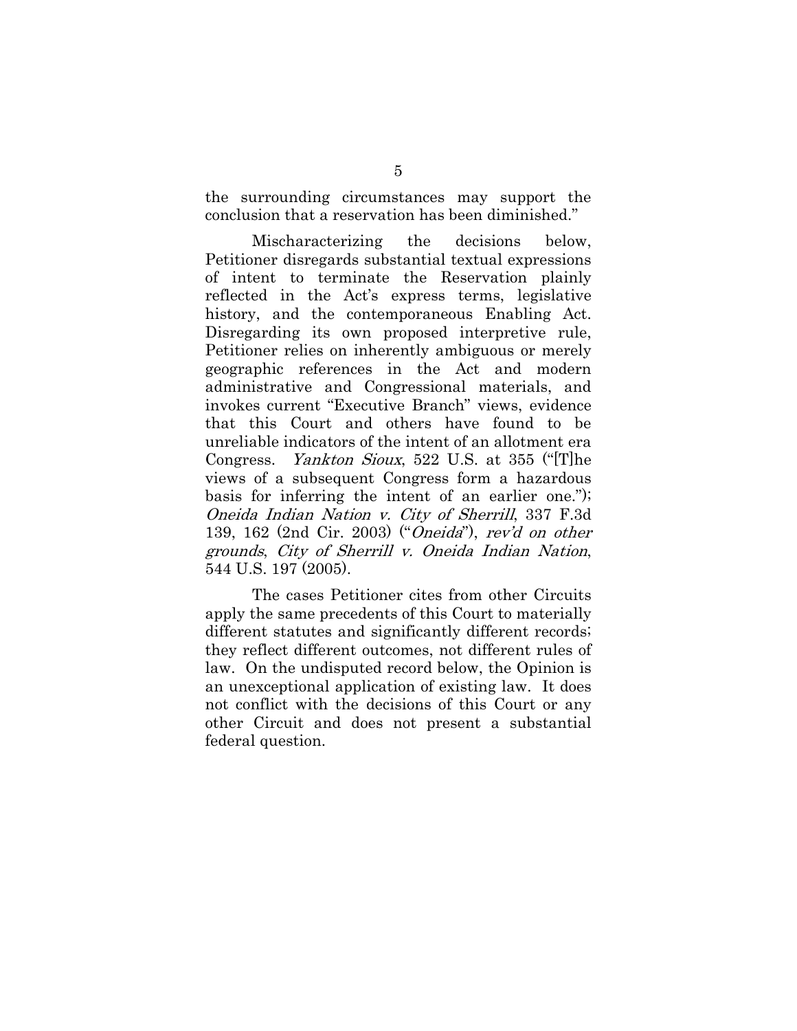the surrounding circumstances may support the conclusion that a reservation has been diminished."

Mischaracterizing the decisions below, Petitioner disregards substantial textual expressions of intent to terminate the Reservation plainly reflected in the Act's express terms, legislative history, and the contemporaneous Enabling Act. Disregarding its own proposed interpretive rule, Petitioner relies on inherently ambiguous or merely geographic references in the Act and modern administrative and Congressional materials, and invokes current "Executive Branch" views, evidence that this Court and others have found to be unreliable indicators of the intent of an allotment era Congress. *Yankton Sioux*, 522 U.S. at 355 ("[T]he views of a subsequent Congress form a hazardous basis for inferring the intent of an earlier one."); *Oneida Indian Nation v. City of Sherrill*, 337 F.3d 139, 162 (2nd Cir. 2003) ("*Oneida*"), *rev'd on other grounds*, *City of Sherrill v. Oneida Indian Nation*, 544 U.S. 197 (2005).

The cases Petitioner cites from other Circuits apply the same precedents of this Court to materially different statutes and significantly different records; they reflect different outcomes, not different rules of law. On the undisputed record below, the Opinion is an unexceptional application of existing law. It does not conflict with the decisions of this Court or any other Circuit and does not present a substantial federal question.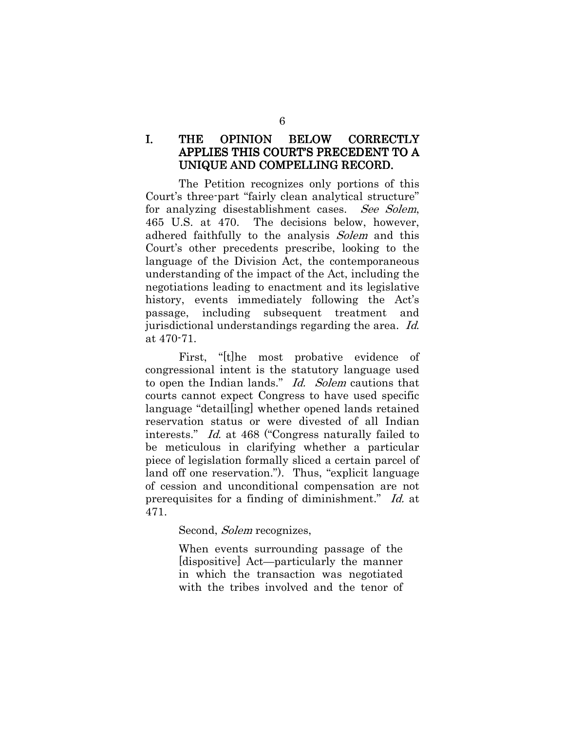## I. THE OPINION BELOW CORRECTLY APPLIES THIS COURT'S PRECEDENT TO A UNIQUE AND COMPELLING RECORD.

The Petition recognizes only portions of this Court's three-part "fairly clean analytical structure" for analyzing disestablishment cases. *See Solem*, 465 U.S. at 470. The decisions below, however, adhered faithfully to the analysis *Solem* and this Court's other precedents prescribe, looking to the language of the Division Act, the contemporaneous understanding of the impact of the Act, including the negotiations leading to enactment and its legislative history, events immediately following the Act's passage, including subsequent treatment and jurisdictional understandings regarding the area. *Id.* at 470-71.

First, "[t]he most probative evidence of congressional intent is the statutory language used to open the Indian lands." *Id. Solem* cautions that courts cannot expect Congress to have used specific language "detail[ing] whether opened lands retained reservation status or were divested of all Indian interests." *Id.* at 468 ("Congress naturally failed to be meticulous in clarifying whether a particular piece of legislation formally sliced a certain parcel of land off one reservation."). Thus, "explicit language of cession and unconditional compensation are not prerequisites for a finding of diminishment." *Id.* at 471.

Second, *Solem* recognizes,

> When events surrounding passage of the [dispositive] Act—particularly the manner in which the transaction was negotiated with the tribes involved and the tenor of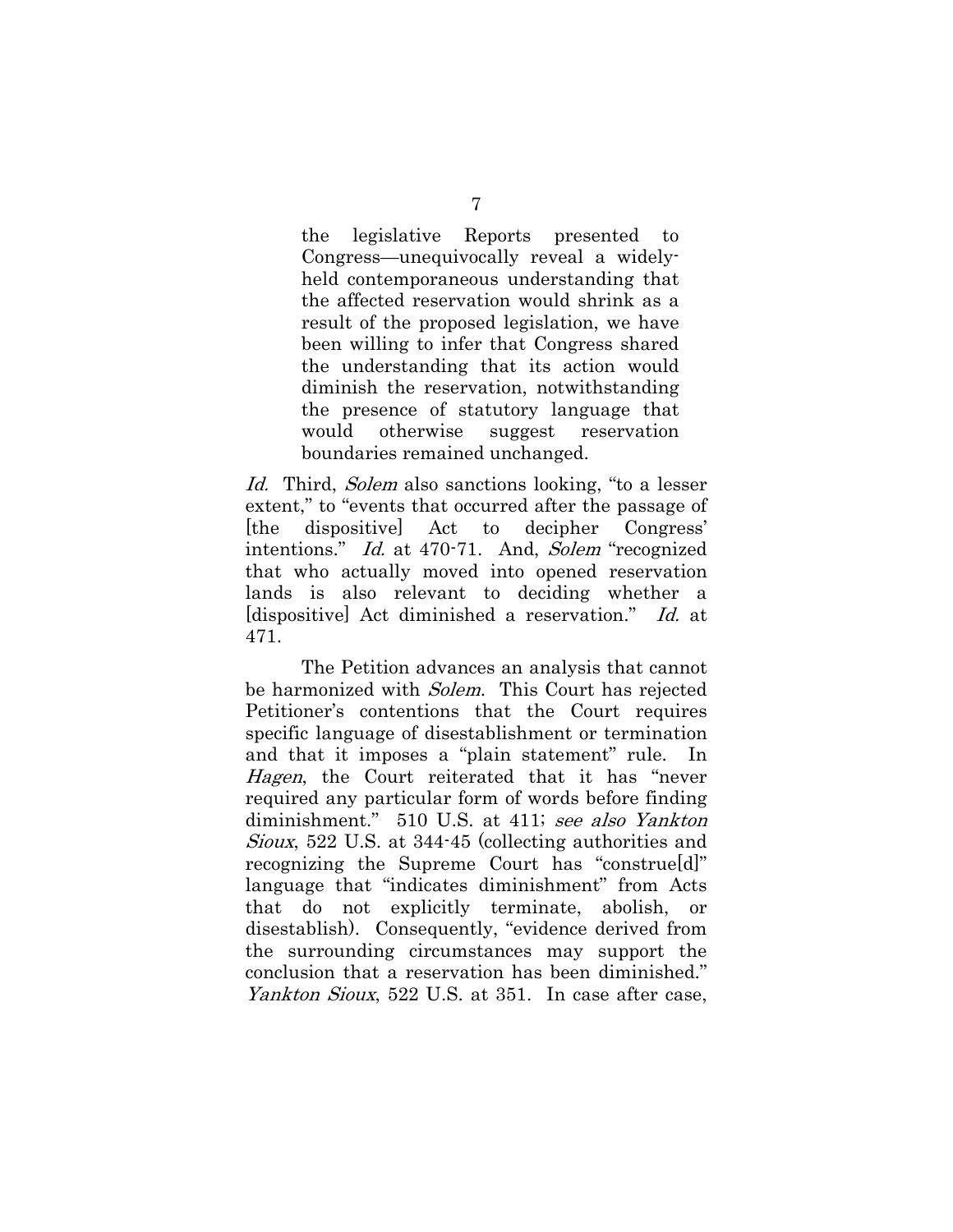> the legislative Reports presented to Congress—unequivocally reveal a widely-held contemporaneous understanding that the affected reservation would shrink as a result of the proposed legislation, we have been willing to infer that Congress shared the understanding that its action would diminish the reservation, notwithstanding the presence of statutory language that would otherwise suggest reservation boundaries remained unchanged.

*Id.* Third, *Solem* also sanctions looking, "to a lesser extent," to "events that occurred after the passage of [the dispositive] Act to decipher Congress' intentions." *Id.* at 470-71. And, *Solem* "recognized that who actually moved into opened reservation lands is also relevant to deciding whether a [dispositive] Act diminished a reservation." *Id.* at 471.

The Petition advances an analysis that cannot be harmonized with *Solem*. This Court has rejected Petitioner's contentions that the Court requires specific language of disestablishment or termination and that it imposes a "plain statement" rule. In *Hagen*, the Court reiterated that it has "never required any particular form of words before finding diminishment." 510 U.S. at 411; *see also Yankton Sioux*, 522 U.S. at 344-45 (collecting authorities and recognizing the Supreme Court has "construe[d]" language that "indicates diminishment" from Acts that do not explicitly terminate, abolish, or disestablish). Consequently, "evidence derived from the surrounding circumstances may support the conclusion that a reservation has been diminished." *Yankton Sioux*, 522 U.S. at 351. In case after case,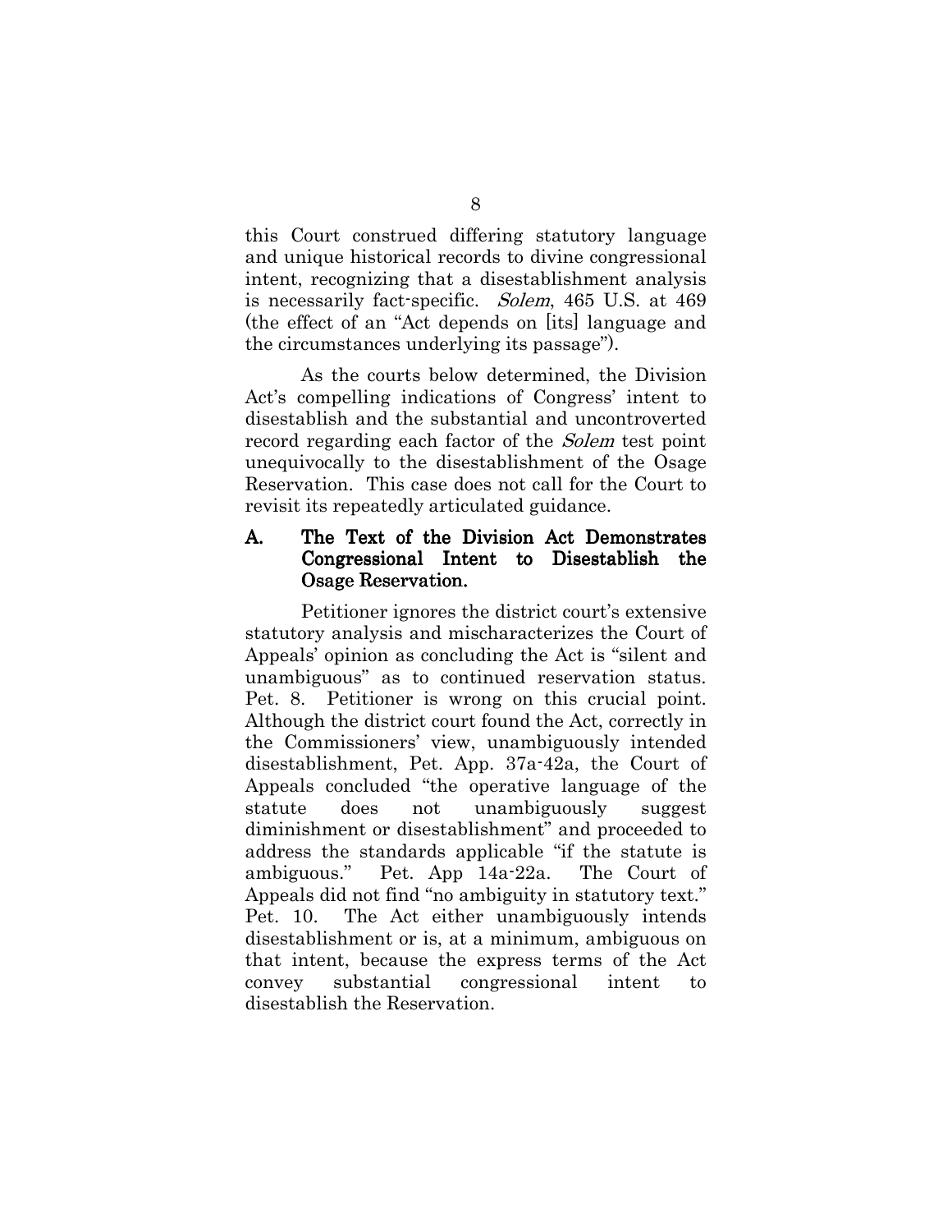this Court construed differing statutory language and unique historical records to divine congressional intent, recognizing that a disestablishment analysis is necessarily fact-specific. *Solem*, 465 U.S. at 469 (the effect of an "Act depends on [its] language and the circumstances underlying its passage").

As the courts below determined, the Division Act's compelling indications of Congress' intent to disestablish and the substantial and uncontroverted record regarding each factor of the *Solem* test point unequivocally to the disestablishment of the Osage Reservation. This case does not call for the Court to revisit its repeatedly articulated guidance.

### A. The Text of the Division Act Demonstrates Congressional Intent to Disestablish the Osage Reservation.

Petitioner ignores the district court's extensive statutory analysis and mischaracterizes the Court of Appeals' opinion as concluding the Act is "silent and unambiguous" as to continued reservation status. Pet. 8. Petitioner is wrong on this crucial point. Although the district court found the Act, correctly in the Commissioners' view, unambiguously intended disestablishment, Pet. App. 37a-42a, the Court of Appeals concluded "the operative language of the statute does not unambiguously suggest diminishment or disestablishment" and proceeded to address the standards applicable "if the statute is ambiguous." Pet. App 14a-22a. The Court of Appeals did not find "no ambiguity in statutory text." Pet. 10. The Act either unambiguously intends disestablishment or is, at a minimum, ambiguous on that intent, because the express terms of the Act convey substantial congressional intent to disestablish the Reservation.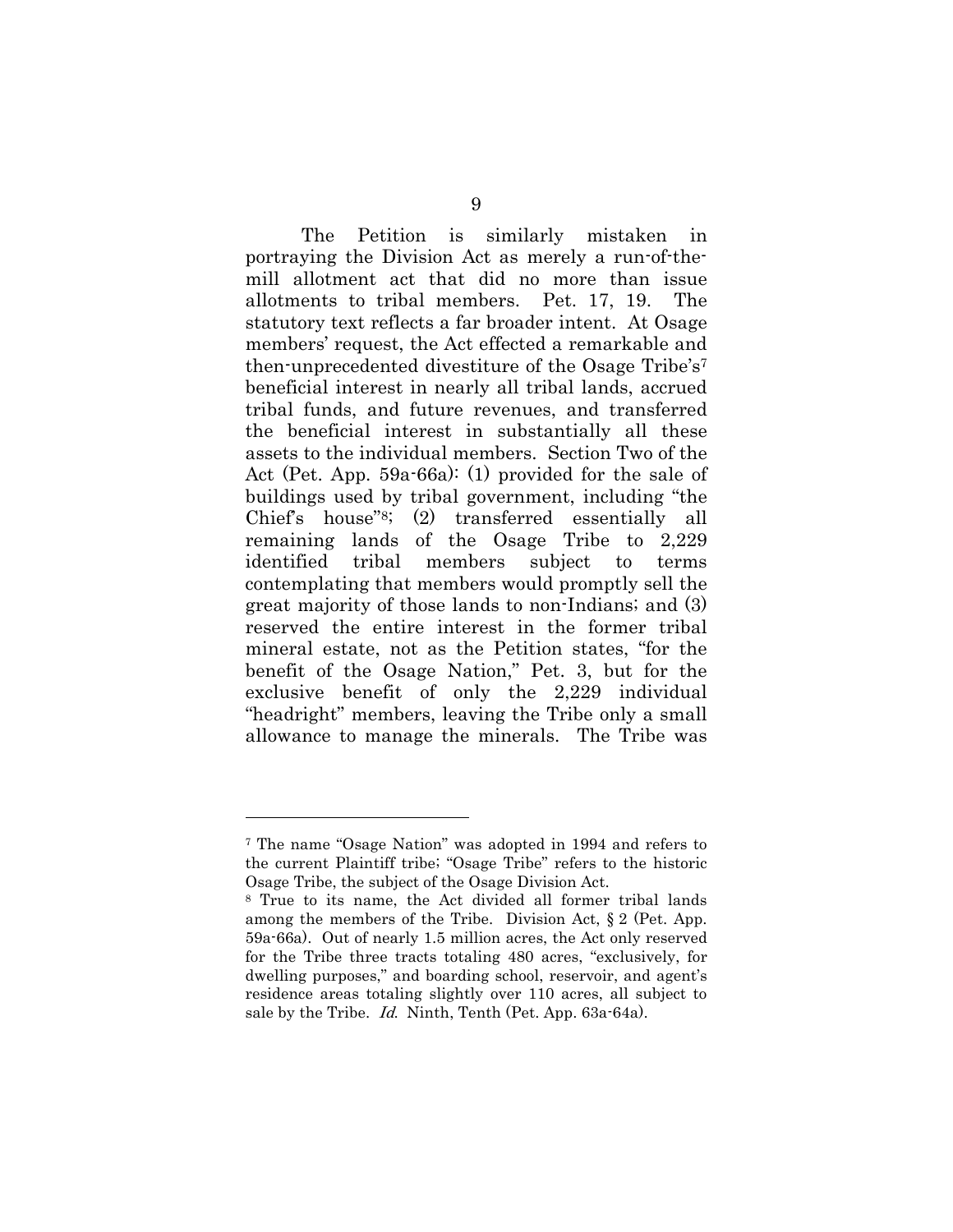The Petition is similarly mistaken in portraying the Division Act as merely a run-of-the-mill allotment act that did no more than issue allotments to tribal members. Pet. 17, 19. The statutory text reflects a far broader intent. At Osage members' request, the Act effected a remarkable and then-unprecedented divestiture of the Osage Tribe's[7] beneficial interest in nearly all tribal lands, accrued tribal funds, and future revenues, and transferred the beneficial interest in substantially all these assets to the individual members. Section Two of the Act (Pet. App. 59a-66a): (1) provided for the sale of buildings used by tribal government, including "the Chief's house"[8]; (2) transferred essentially all remaining lands of the Osage Tribe to 2,229 identified tribal members subject to terms contemplating that members would promptly sell the great majority of those lands to non-Indians; and (3) reserved the entire interest in the former tribal mineral estate, not as the Petition states, "for the benefit of the Osage Nation," Pet. 3, but for the exclusive benefit of only the 2,229 individual "headright" members, leaving the Tribe only a small allowance to manage the minerals. The Tribe was

---

[7] The name "Osage Nation" was adopted in 1994 and refers to the current Plaintiff tribe; "Osage Tribe" refers to the historic Osage Tribe, the subject of the Osage Division Act.

[8] True to its name, the Act divided all former tribal lands among the members of the Tribe. Division Act, § 2 (Pet. App. 59a-66a). Out of nearly 1.5 million acres, the Act only reserved for the Tribe three tracts totaling 480 acres, "exclusively, for dwelling purposes," and boarding school, reservoir, and agent's residence areas totaling slightly over 110 acres, all subject to sale by the Tribe. *Id.* Ninth, Tenth (Pet. App. 63a-64a).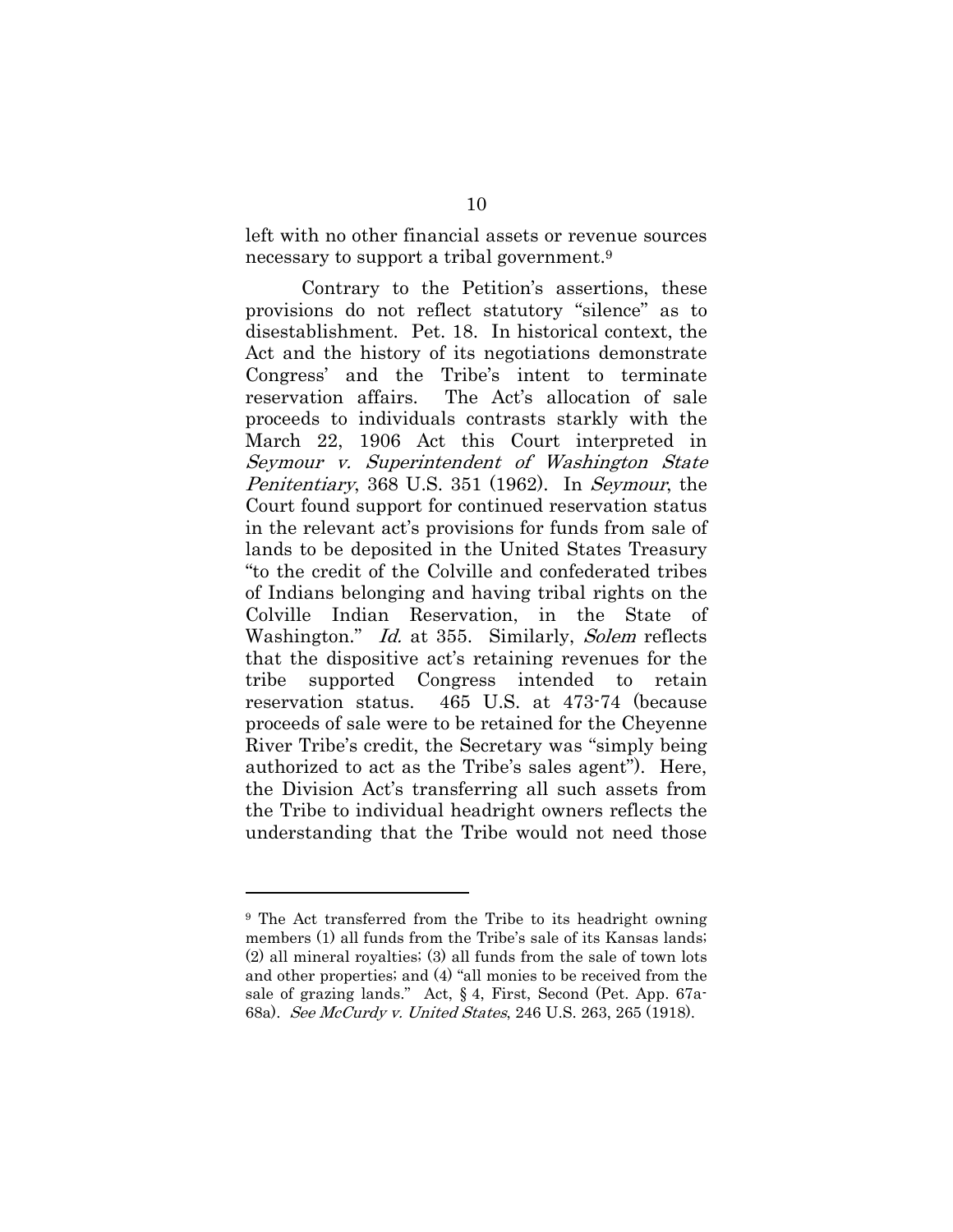left with no other financial assets or revenue sources necessary to support a tribal government.[9]

Contrary to the Petition's assertions, these provisions do not reflect statutory "silence" as to disestablishment. Pet. 18. In historical context, the Act and the history of its negotiations demonstrate Congress' and the Tribe's intent to terminate reservation affairs. The Act's allocation of sale proceeds to individuals contrasts starkly with the March 22, 1906 Act this Court interpreted in *Seymour v. Superintendent of Washington State Penitentiary*, 368 U.S. 351 (1962). In *Seymour*, the Court found support for continued reservation status in the relevant act's provisions for funds from sale of lands to be deposited in the United States Treasury "to the credit of the Colville and confederated tribes of Indians belonging and having tribal rights on the Colville Indian Reservation, in the State of Washington." *Id.* at 355. Similarly, *Solem* reflects that the dispositive act's retaining revenues for the tribe supported Congress intended to retain reservation status. 465 U.S. at 473-74 (because proceeds of sale were to be retained for the Cheyenne River Tribe's credit, the Secretary was "simply being authorized to act as the Tribe's sales agent"). Here, the Division Act's transferring all such assets from the Tribe to individual headright owners reflects the understanding that the Tribe would not need those

---

[9] The Act transferred from the Tribe to its headright owning members (1) all funds from the Tribe's sale of its Kansas lands; (2) all mineral royalties; (3) all funds from the sale of town lots and other properties; and (4) "all monies to be received from the sale of grazing lands." Act, § 4, First, Second (Pet. App. 67a-68a). *See McCurdy v. United States*, 246 U.S. 263, 265 (1918).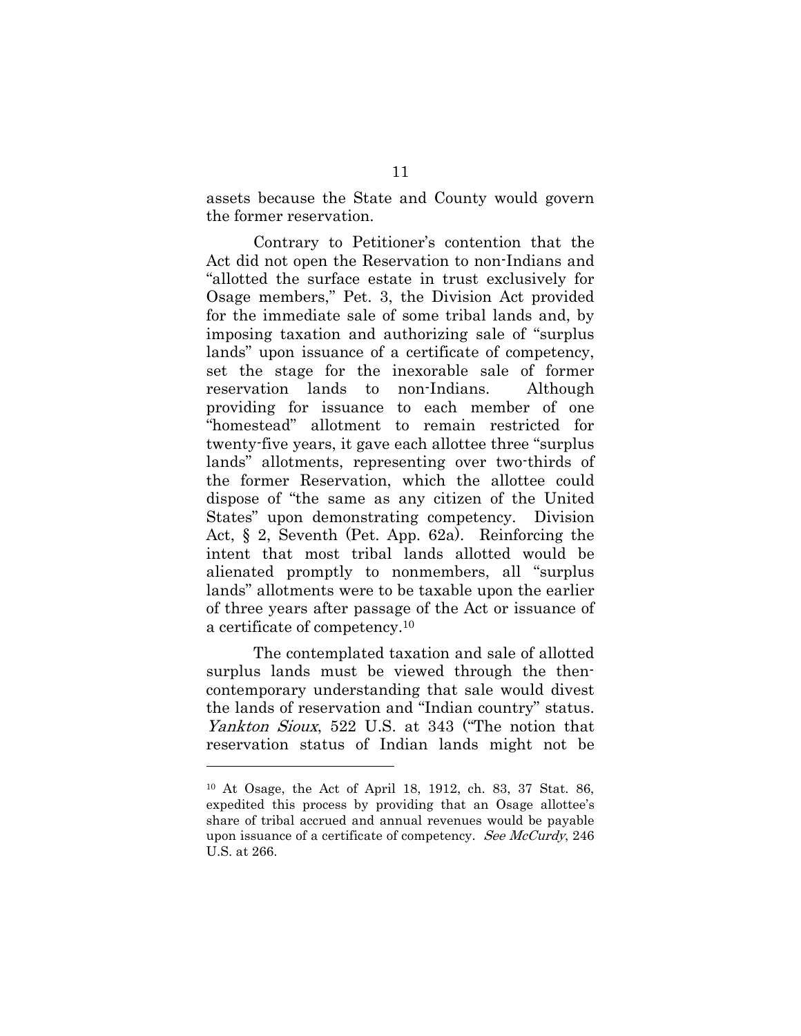assets because the State and County would govern the former reservation.

Contrary to Petitioner's contention that the Act did not open the Reservation to non-Indians and "allotted the surface estate in trust exclusively for Osage members," Pet. 3, the Division Act provided for the immediate sale of some tribal lands and, by imposing taxation and authorizing sale of "surplus lands" upon issuance of a certificate of competency, set the stage for the inexorable sale of former reservation lands to non-Indians. Although providing for issuance to each member of one "homestead" allotment to remain restricted for twenty-five years, it gave each allottee three "surplus lands" allotments, representing over two-thirds of the former Reservation, which the allottee could dispose of "the same as any citizen of the United States" upon demonstrating competency. Division Act, § 2, Seventh (Pet. App. 62a). Reinforcing the intent that most tribal lands allotted would be alienated promptly to nonmembers, all "surplus lands" allotments were to be taxable upon the earlier of three years after passage of the Act or issuance of a certificate of competency.[10]

The contemplated taxation and sale of allotted surplus lands must be viewed through the then-contemporary understanding that sale would divest the lands of reservation and "Indian country" status. *Yankton Sioux*, 522 U.S. at 343 ("The notion that reservation status of Indian lands might not be

---

[10] At Osage, the Act of April 18, 1912, ch. 83, 37 Stat. 86, expedited this process by providing that an Osage allottee's share of tribal accrued and annual revenues would be payable upon issuance of a certificate of competency. *See McCurdy*, 246 U.S. at 266.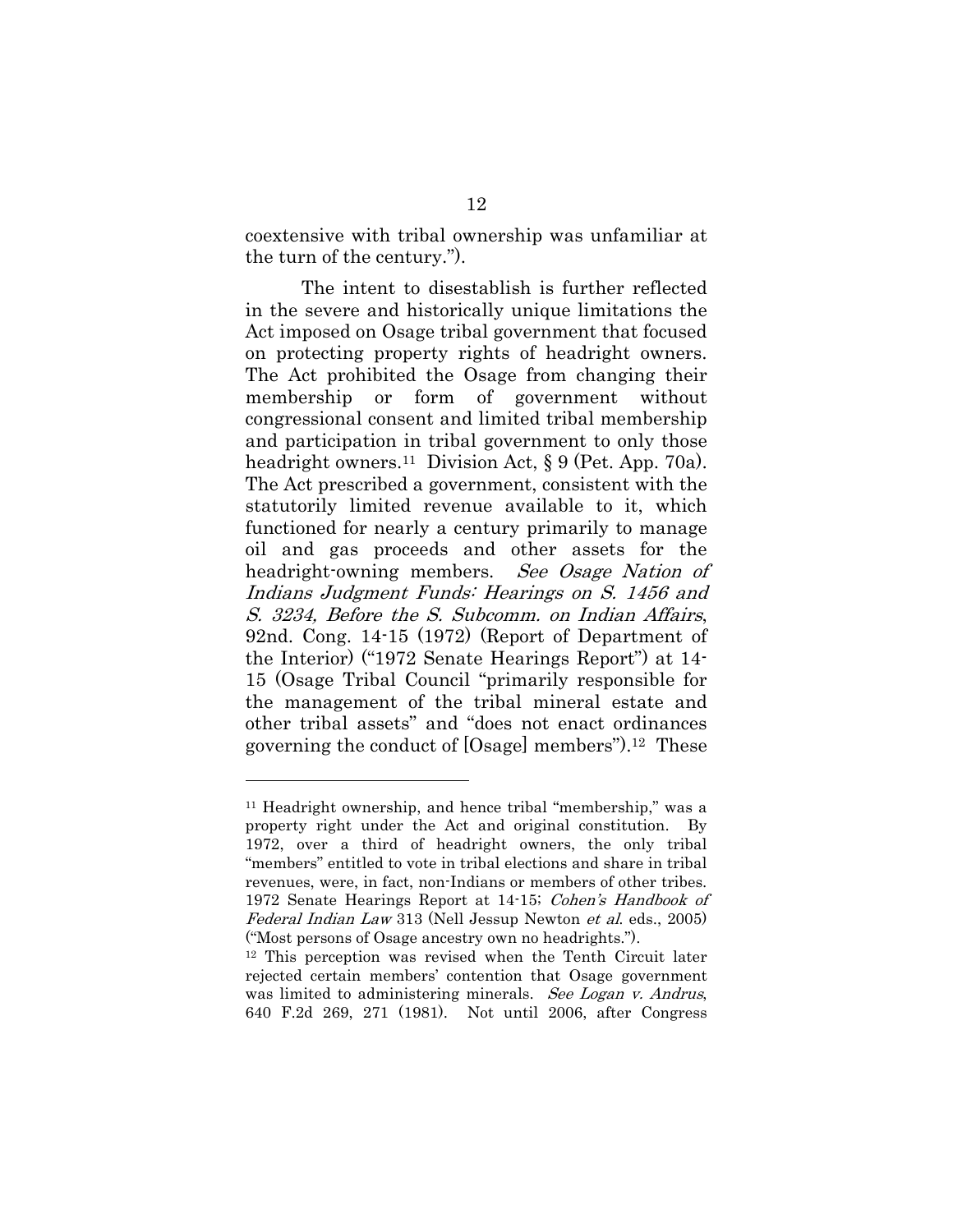coextensive with tribal ownership was unfamiliar at the turn of the century.").

The intent to disestablish is further reflected in the severe and historically unique limitations the Act imposed on Osage tribal government that focused on protecting property rights of headright owners. The Act prohibited the Osage from changing their membership or form of government without congressional consent and limited tribal membership and participation in tribal government to only those headright owners.[11] Division Act, § 9 (Pet. App. 70a). The Act prescribed a government, consistent with the statutorily limited revenue available to it, which functioned for nearly a century primarily to manage oil and gas proceeds and other assets for the headright-owning members. *See Osage Nation of Indians Judgment Funds: Hearings on S. 1456 and S. 3234, Before the S. Subcomm. on Indian Affairs*, 92nd. Cong. 14-15 (1972) (Report of Department of the Interior) ("1972 Senate Hearings Report") at 14-15 (Osage Tribal Council "primarily responsible for the management of the tribal mineral estate and other tribal assets" and "does not enact ordinances governing the conduct of [Osage] members").[12] These

---

[11] Headright ownership, and hence tribal "membership," was a property right under the Act and original constitution. By 1972, over a third of headright owners, the only tribal "members" entitled to vote in tribal elections and share in tribal revenues, were, in fact, non-Indians or members of other tribes. 1972 Senate Hearings Report at 14-15; *Cohen's Handbook of Federal Indian Law* 313 (Nell Jessup Newton *et al.* eds., 2005) ("Most persons of Osage ancestry own no headrights.").

[12] This perception was revised when the Tenth Circuit later rejected certain members' contention that Osage government was limited to administering minerals. *See Logan v. Andrus*, 640 F.2d 269, 271 (1981). Not until 2006, after Congress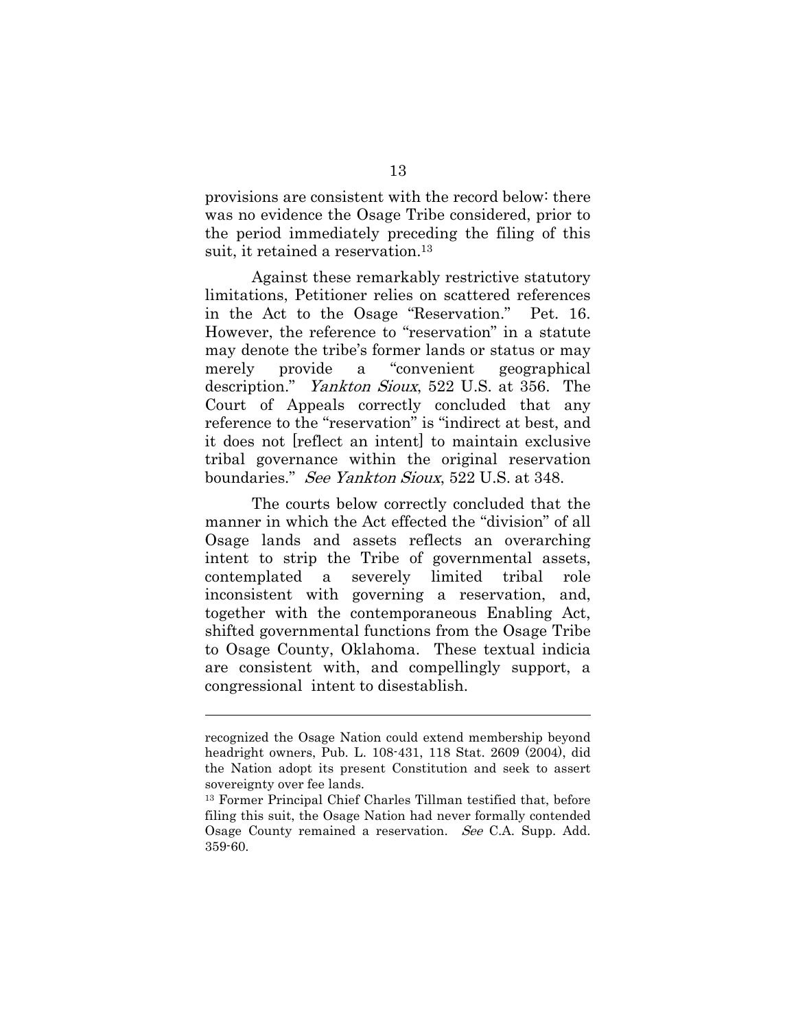provisions are consistent with the record below: there was no evidence the Osage Tribe considered, prior to the period immediately preceding the filing of this suit, it retained a reservation.[13]

Against these remarkably restrictive statutory limitations, Petitioner relies on scattered references in the Act to the Osage "Reservation." Pet. 16. However, the reference to "reservation" in a statute may denote the tribe's former lands or status or may merely provide a "convenient geographical description." *Yankton Sioux*, 522 U.S. at 356. The Court of Appeals correctly concluded that any reference to the "reservation" is "indirect at best, and it does not [reflect an intent] to maintain exclusive tribal governance within the original reservation boundaries." *See Yankton Sioux*, 522 U.S. at 348.

The courts below correctly concluded that the manner in which the Act effected the "division" of all Osage lands and assets reflects an overarching intent to strip the Tribe of governmental assets, contemplated a severely limited tribal role inconsistent with governing a reservation, and, together with the contemporaneous Enabling Act, shifted governmental functions from the Osage Tribe to Osage County, Oklahoma. These textual indicia are consistent with, and compellingly support, a congressional intent to disestablish.

---

recognized the Osage Nation could extend membership beyond headright owners, Pub. L. 108-431, 118 Stat. 2609 (2004), did the Nation adopt its present Constitution and seek to assert sovereignty over fee lands.

[13] Former Principal Chief Charles Tillman testified that, before filing this suit, the Osage Nation had never formally contended Osage County remained a reservation. *See* C.A. Supp. Add. 359-60.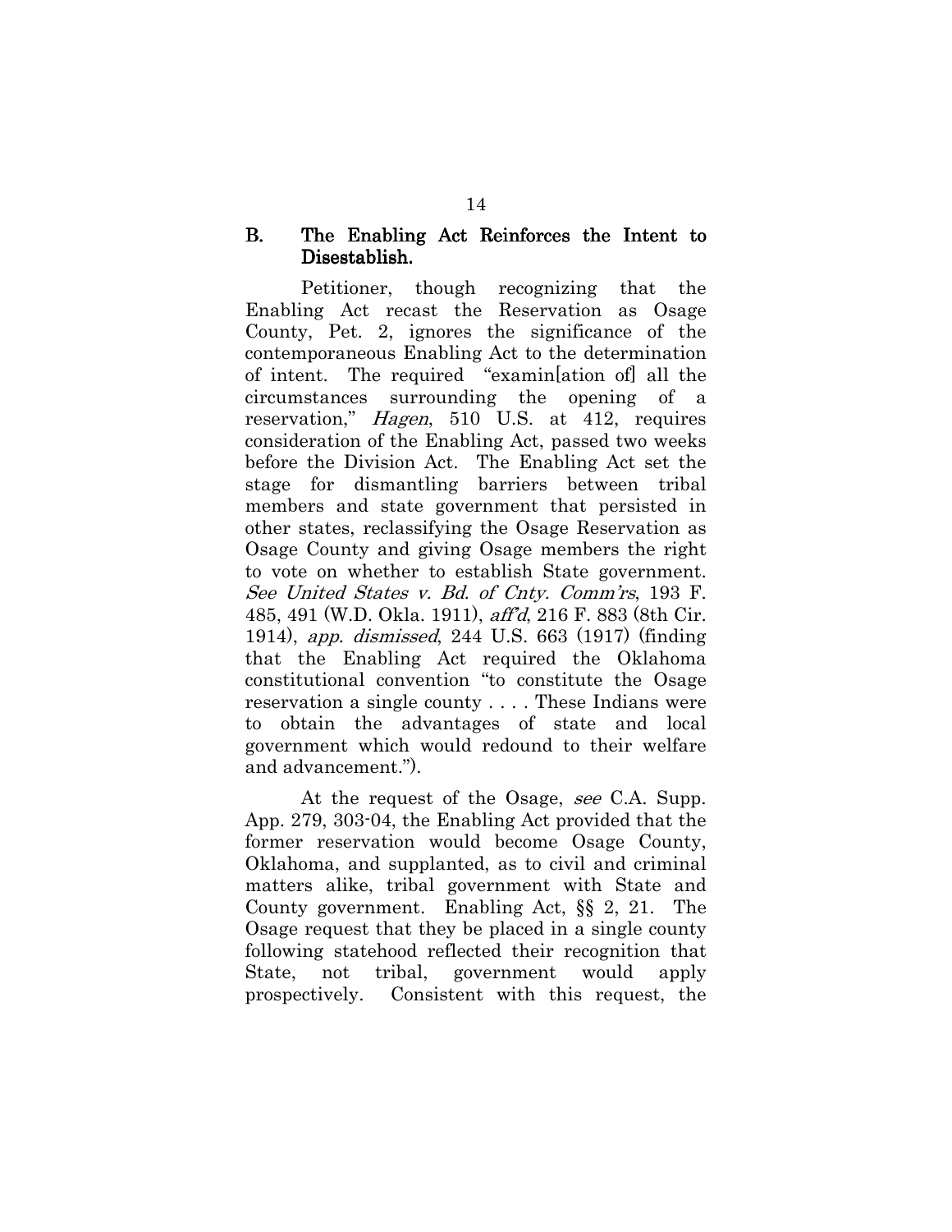### B. The Enabling Act Reinforces the Intent to Disestablish.

Petitioner, though recognizing that the Enabling Act recast the Reservation as Osage County, Pet. 2, ignores the significance of the contemporaneous Enabling Act to the determination of intent. The required "examin[ation of] all the circumstances surrounding the opening of a reservation," *Hagen*, 510 U.S. at 412, requires consideration of the Enabling Act, passed two weeks before the Division Act. The Enabling Act set the stage for dismantling barriers between tribal members and state government that persisted in other states, reclassifying the Osage Reservation as Osage County and giving Osage members the right to vote on whether to establish State government. *See United States v. Bd. of Cnty. Comm'rs*, 193 F. 485, 491 (W.D. Okla. 1911), *aff'd*, 216 F. 883 (8th Cir. 1914), *app. dismissed*, 244 U.S. 663 (1917) (finding that the Enabling Act required the Oklahoma constitutional convention "to constitute the Osage reservation a single county . . . . These Indians were to obtain the advantages of state and local government which would redound to their welfare and advancement.").

At the request of the Osage, *see* C.A. Supp. App. 279, 303-04, the Enabling Act provided that the former reservation would become Osage County, Oklahoma, and supplanted, as to civil and criminal matters alike, tribal government with State and County government. Enabling Act, §§ 2, 21. The Osage request that they be placed in a single county following statehood reflected their recognition that State, not tribal, government would apply prospectively. Consistent with this request, the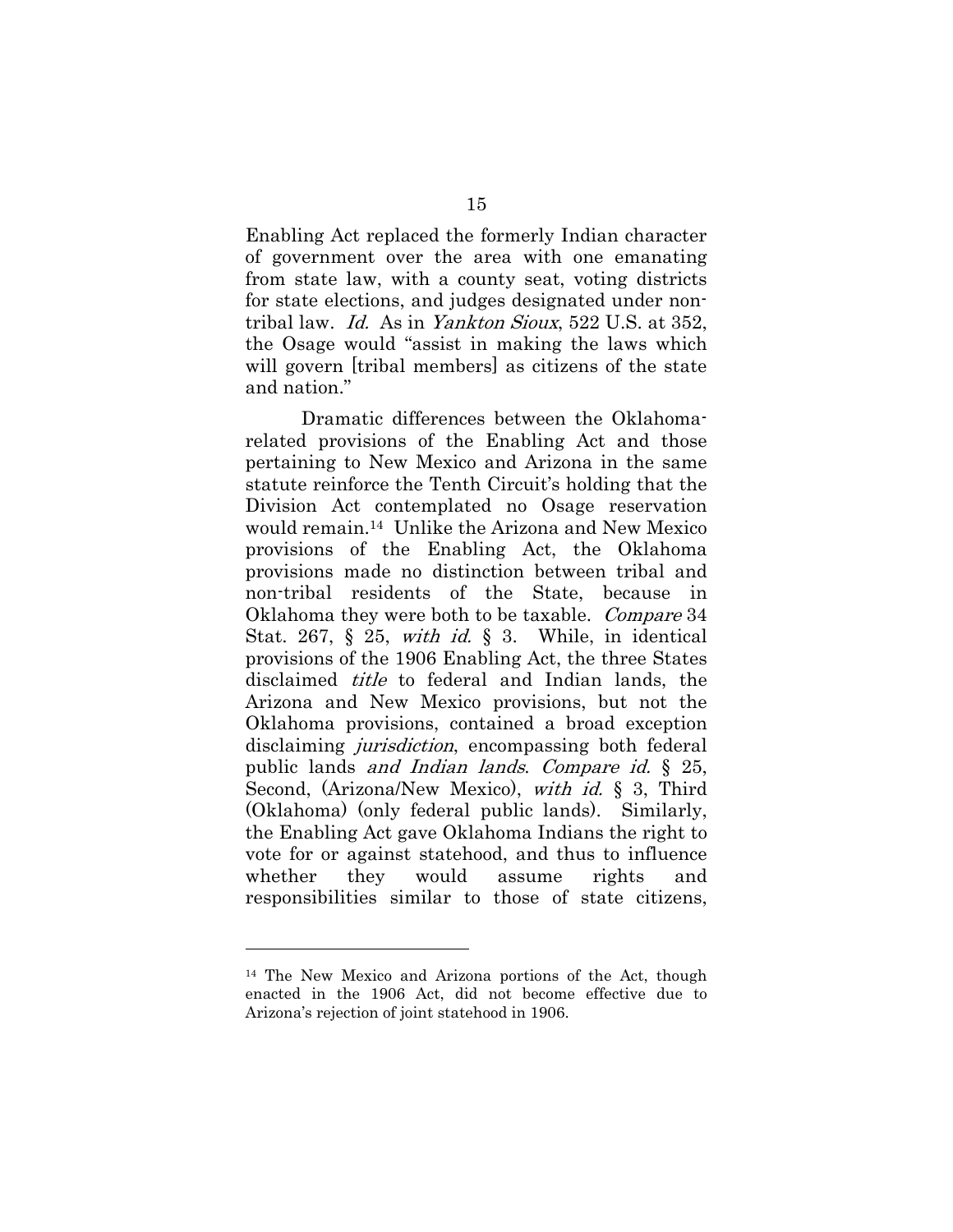Enabling Act replaced the formerly Indian character of government over the area with one emanating from state law, with a county seat, voting districts for state elections, and judges designated under non-tribal law. *Id.* As in *Yankton Sioux*, 522 U.S. at 352, the Osage would "assist in making the laws which will govern [tribal members] as citizens of the state and nation."

Dramatic differences between the Oklahoma-related provisions of the Enabling Act and those pertaining to New Mexico and Arizona in the same statute reinforce the Tenth Circuit's holding that the Division Act contemplated no Osage reservation would remain.[14] Unlike the Arizona and New Mexico provisions of the Enabling Act, the Oklahoma provisions made no distinction between tribal and non-tribal residents of the State, because in Oklahoma they were both to be taxable. *Compare* 34 Stat. 267, § 25, *with id.* § 3. While, in identical provisions of the 1906 Enabling Act, the three States disclaimed *title* to federal and Indian lands, the Arizona and New Mexico provisions, but not the Oklahoma provisions, contained a broad exception disclaiming *jurisdiction*, encompassing both federal public lands *and Indian lands*. *Compare id.* § 25, Second, (Arizona/New Mexico), *with id.* § 3, Third (Oklahoma) (only federal public lands). Similarly, the Enabling Act gave Oklahoma Indians the right to vote for or against statehood, and thus to influence whether they would assume rights and responsibilities similar to those of state citizens,

[14] The New Mexico and Arizona portions of the Act, though enacted in the 1906 Act, did not become effective due to Arizona's rejection of joint statehood in 1906.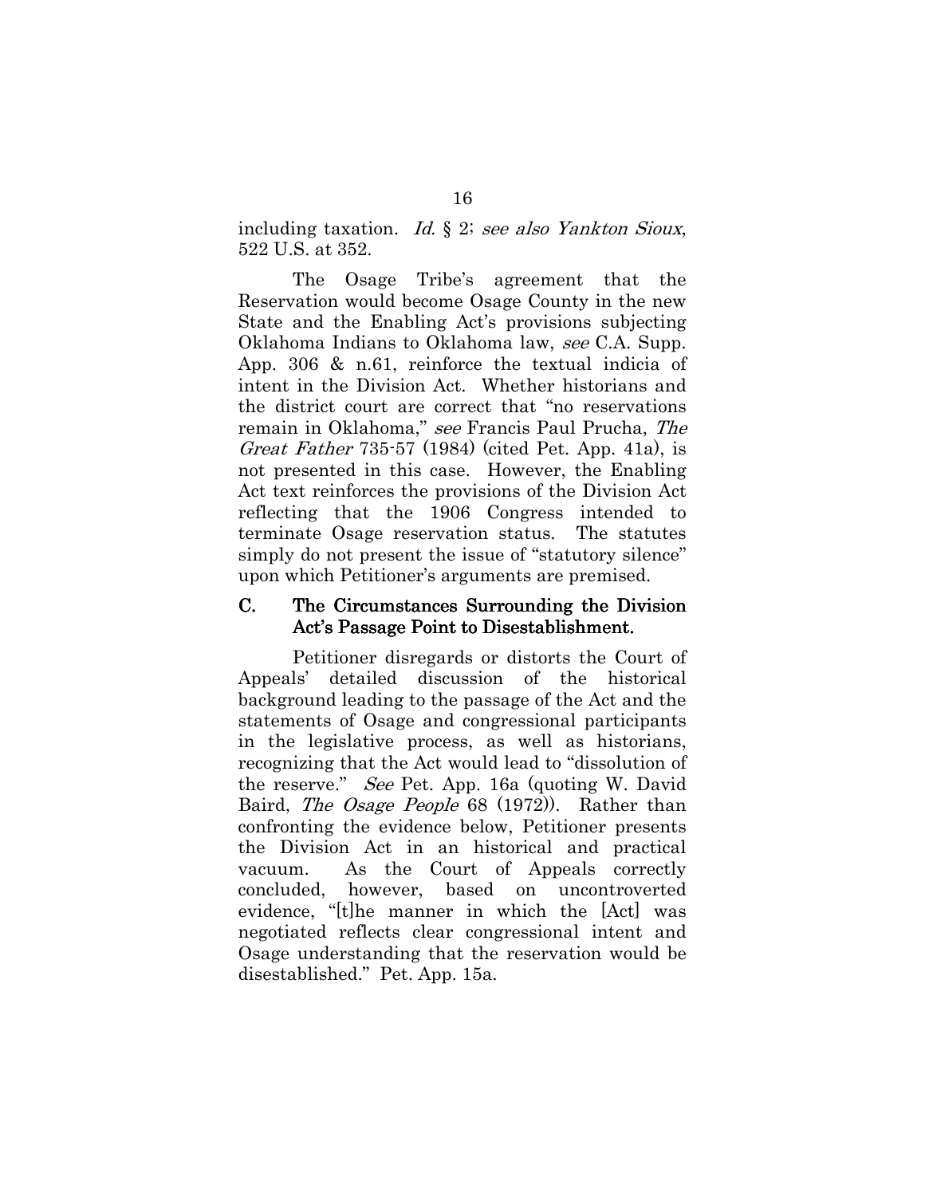including taxation. *Id.* § 2; *see also Yankton Sioux*, 522 U.S. at 352.

The Osage Tribe's agreement that the Reservation would become Osage County in the new State and the Enabling Act's provisions subjecting Oklahoma Indians to Oklahoma law, *see* C.A. Supp. App. 306 & n.61, reinforce the textual indicia of intent in the Division Act. Whether historians and the district court are correct that "no reservations remain in Oklahoma," *see* Francis Paul Prucha, *The Great Father* 735-57 (1984) (cited Pet. App. 41a), is not presented in this case. However, the Enabling Act text reinforces the provisions of the Division Act reflecting that the 1906 Congress intended to terminate Osage reservation status. The statutes simply do not present the issue of "statutory silence" upon which Petitioner's arguments are premised.

### C. The Circumstances Surrounding the Division Act's Passage Point to Disestablishment.

Petitioner disregards or distorts the Court of Appeals' detailed discussion of the historical background leading to the passage of the Act and the statements of Osage and congressional participants in the legislative process, as well as historians, recognizing that the Act would lead to "dissolution of the reserve." *See* Pet. App. 16a (quoting W. David Baird, *The Osage People* 68 (1972)). Rather than confronting the evidence below, Petitioner presents the Division Act in an historical and practical vacuum. As the Court of Appeals correctly concluded, however, based on uncontroverted evidence, "[t]he manner in which the [Act] was negotiated reflects clear congressional intent and Osage understanding that the reservation would be disestablished." Pet. App. 15a.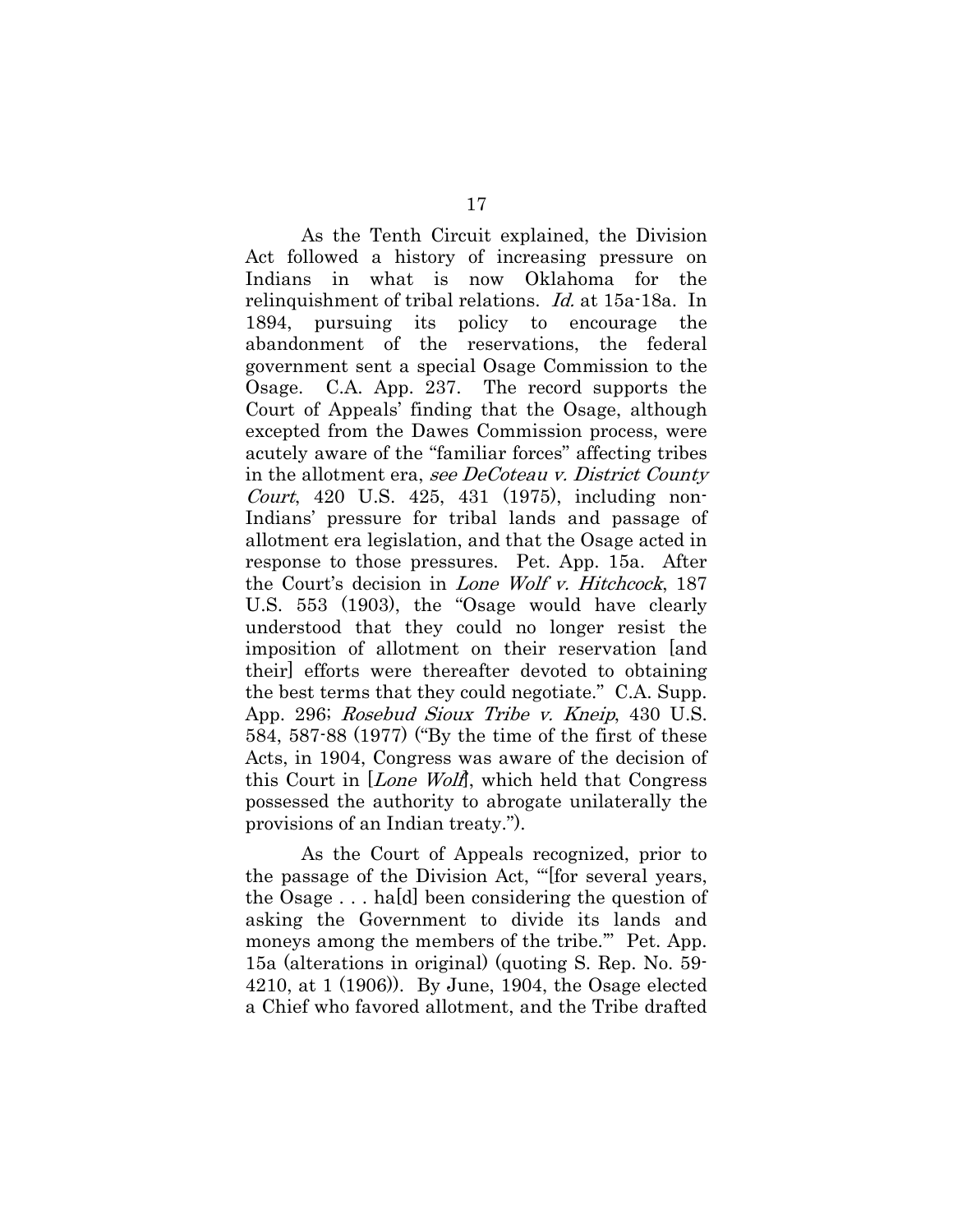As the Tenth Circuit explained, the Division Act followed a history of increasing pressure on Indians in what is now Oklahoma for the relinquishment of tribal relations. *Id.* at 15a-18a. In 1894, pursuing its policy to encourage the abandonment of the reservations, the federal government sent a special Osage Commission to the Osage. C.A. App. 237. The record supports the Court of Appeals' finding that the Osage, although excepted from the Dawes Commission process, were acutely aware of the "familiar forces" affecting tribes in the allotment era, *see DeCoteau v. District County Court*, 420 U.S. 425, 431 (1975), including non-Indians' pressure for tribal lands and passage of allotment era legislation, and that the Osage acted in response to those pressures. Pet. App. 15a. After the Court's decision in *Lone Wolf v. Hitchcock*, 187 U.S. 553 (1903), the "Osage would have clearly understood that they could no longer resist the imposition of allotment on their reservation [and their] efforts were thereafter devoted to obtaining the best terms that they could negotiate." C.A. Supp. App. 296; *Rosebud Sioux Tribe v. Kneip*, 430 U.S. 584, 587-88 (1977) ("By the time of the first of these Acts, in 1904, Congress was aware of the decision of this Court in [*Lone Wolf*], which held that Congress possessed the authority to abrogate unilaterally the provisions of an Indian treaty.").

As the Court of Appeals recognized, prior to the passage of the Division Act, "'[for several years, the Osage . . . ha[d] been considering the question of asking the Government to divide its lands and moneys among the members of the tribe.'" Pet. App. 15a (alterations in original) (quoting S. Rep. No. 59-4210, at 1 (1906)). By June, 1904, the Osage elected a Chief who favored allotment, and the Tribe drafted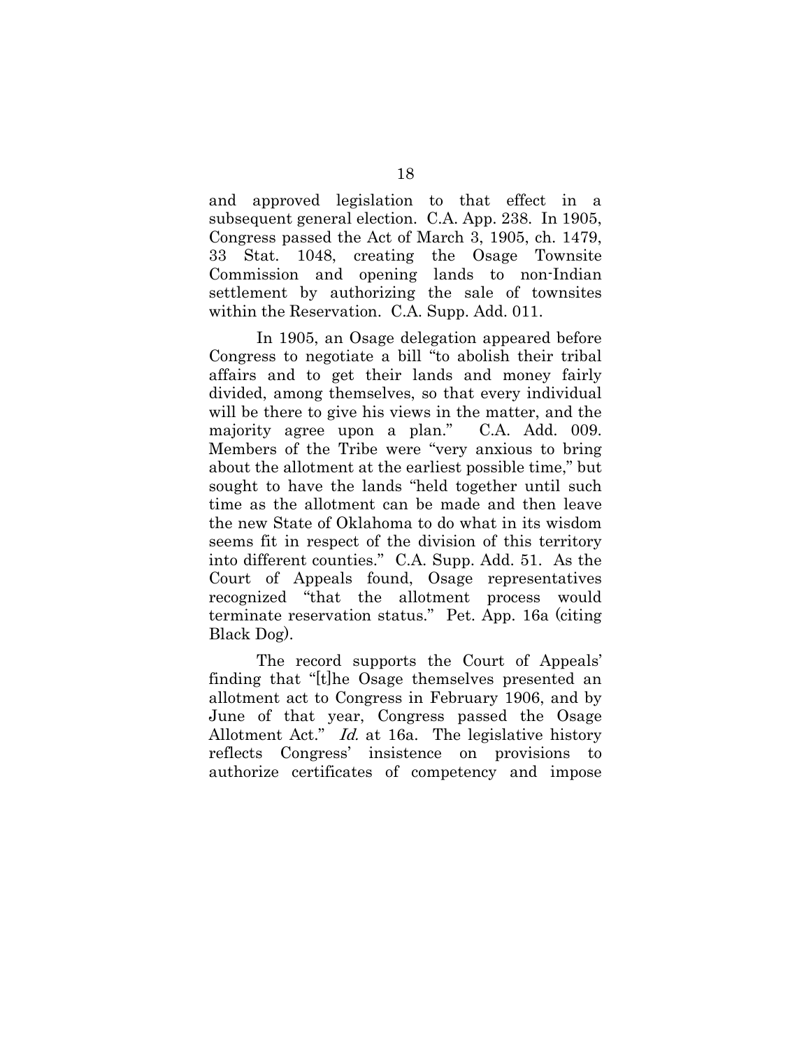and approved legislation to that effect in a subsequent general election. C.A. App. 238. In 1905, Congress passed the Act of March 3, 1905, ch. 1479, 33 Stat. 1048, creating the Osage Townsite Commission and opening lands to non-Indian settlement by authorizing the sale of townsites within the Reservation. C.A. Supp. Add. 011.

In 1905, an Osage delegation appeared before Congress to negotiate a bill "to abolish their tribal affairs and to get their lands and money fairly divided, among themselves, so that every individual will be there to give his views in the matter, and the majority agree upon a plan." C.A. Add. 009. Members of the Tribe were "very anxious to bring about the allotment at the earliest possible time," but sought to have the lands "held together until such time as the allotment can be made and then leave the new State of Oklahoma to do what in its wisdom seems fit in respect of the division of this territory into different counties." C.A. Supp. Add. 51. As the Court of Appeals found, Osage representatives recognized "that the allotment process would terminate reservation status." Pet. App. 16a (citing Black Dog).

The record supports the Court of Appeals' finding that "[t]he Osage themselves presented an allotment act to Congress in February 1906, and by June of that year, Congress passed the Osage Allotment Act." *Id.* at 16a. The legislative history reflects Congress' insistence on provisions to authorize certificates of competency and impose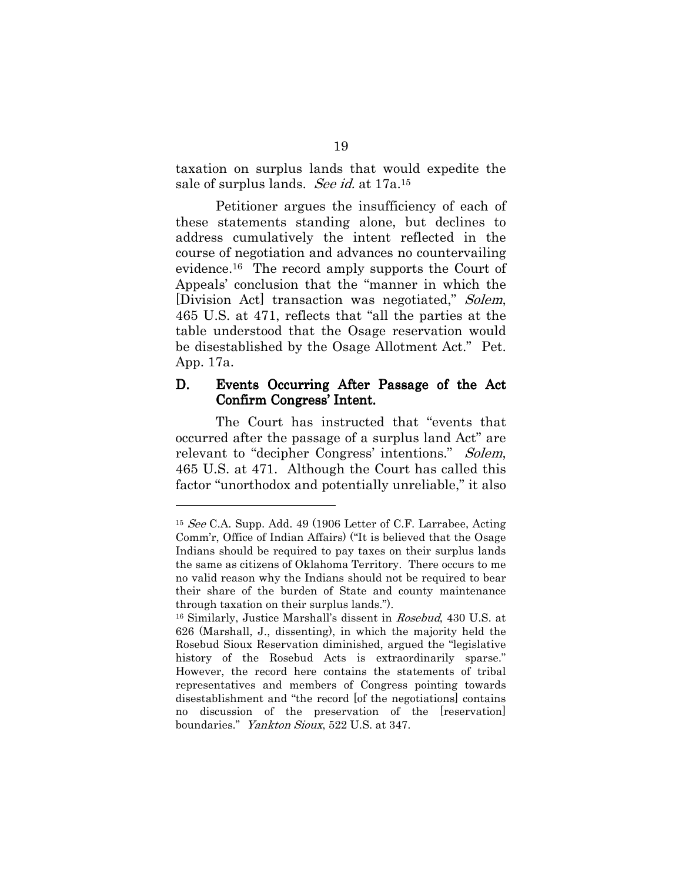taxation on surplus lands that would expedite the sale of surplus lands. *See id.* at 17a.[15]

Petitioner argues the insufficiency of each of these statements standing alone, but declines to address cumulatively the intent reflected in the course of negotiation and advances no countervailing evidence.[16] The record amply supports the Court of Appeals' conclusion that the "manner in which the [Division Act] transaction was negotiated," *Solem*, 465 U.S. at 471, reflects that "all the parties at the table understood that the Osage reservation would be disestablished by the Osage Allotment Act." Pet. App. 17a.

### D. Events Occurring After Passage of the Act Confirm Congress' Intent.

The Court has instructed that "events that occurred after the passage of a surplus land Act" are relevant to "decipher Congress' intentions." *Solem*, 465 U.S. at 471. Although the Court has called this factor "unorthodox and potentially unreliable," it also

---

[15] *See* C.A. Supp. Add. 49 (1906 Letter of C.F. Larrabee, Acting Comm'r, Office of Indian Affairs) ("It is believed that the Osage Indians should be required to pay taxes on their surplus lands the same as citizens of Oklahoma Territory. There occurs to me no valid reason why the Indians should not be required to bear their share of the burden of State and county maintenance through taxation on their surplus lands.").

[16] Similarly, Justice Marshall's dissent in *Rosebud*, 430 U.S. at 626 (Marshall, J., dissenting), in which the majority held the Rosebud Sioux Reservation diminished, argued the "legislative history of the Rosebud Acts is extraordinarily sparse." However, the record here contains the statements of tribal representatives and members of Congress pointing towards disestablishment and "the record [of the negotiations] contains no discussion of the preservation of the [reservation] boundaries." *Yankton Sioux*, 522 U.S. at 347.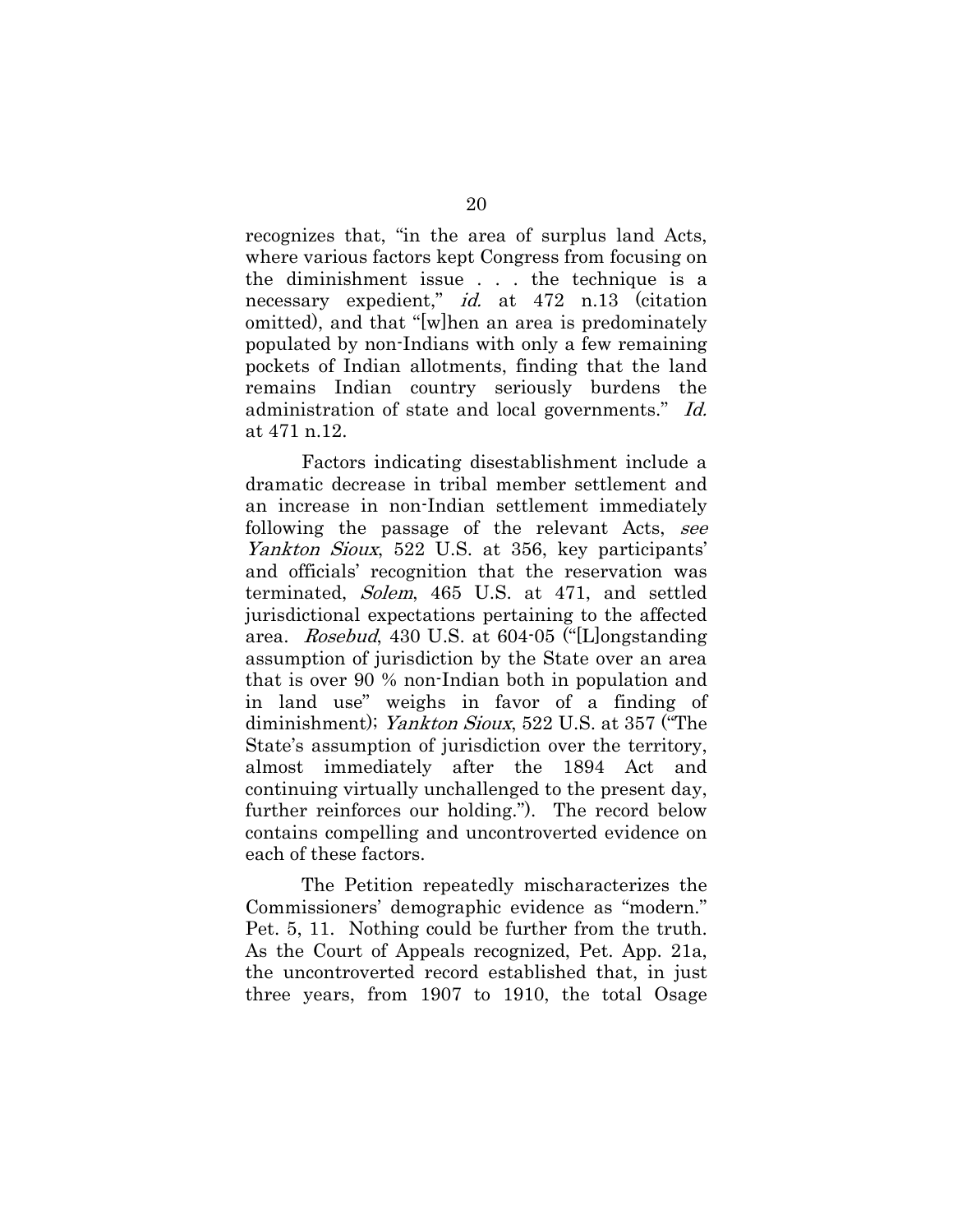recognizes that, "in the area of surplus land Acts, where various factors kept Congress from focusing on the diminishment issue . . . the technique is a necessary expedient," *id.* at 472 n.13 (citation omitted), and that "[w]hen an area is predominately populated by non-Indians with only a few remaining pockets of Indian allotments, finding that the land remains Indian country seriously burdens the administration of state and local governments." *Id.* at 471 n.12.

Factors indicating disestablishment include a dramatic decrease in tribal member settlement and an increase in non-Indian settlement immediately following the passage of the relevant Acts, *see Yankton Sioux*, 522 U.S. at 356, key participants' and officials' recognition that the reservation was terminated, *Solem*, 465 U.S. at 471, and settled jurisdictional expectations pertaining to the affected area. *Rosebud*, 430 U.S. at 604-05 ("[L]ongstanding assumption of jurisdiction by the State over an area that is over 90 % non-Indian both in population and in land use" weighs in favor of a finding of diminishment); *Yankton Sioux*, 522 U.S. at 357 ("The State's assumption of jurisdiction over the territory, almost immediately after the 1894 Act and continuing virtually unchallenged to the present day, further reinforces our holding."). The record below contains compelling and uncontroverted evidence on each of these factors.

The Petition repeatedly mischaracterizes the Commissioners' demographic evidence as "modern." Pet. 5, 11. Nothing could be further from the truth. As the Court of Appeals recognized, Pet. App. 21a, the uncontroverted record established that, in just three years, from 1907 to 1910, the total Osage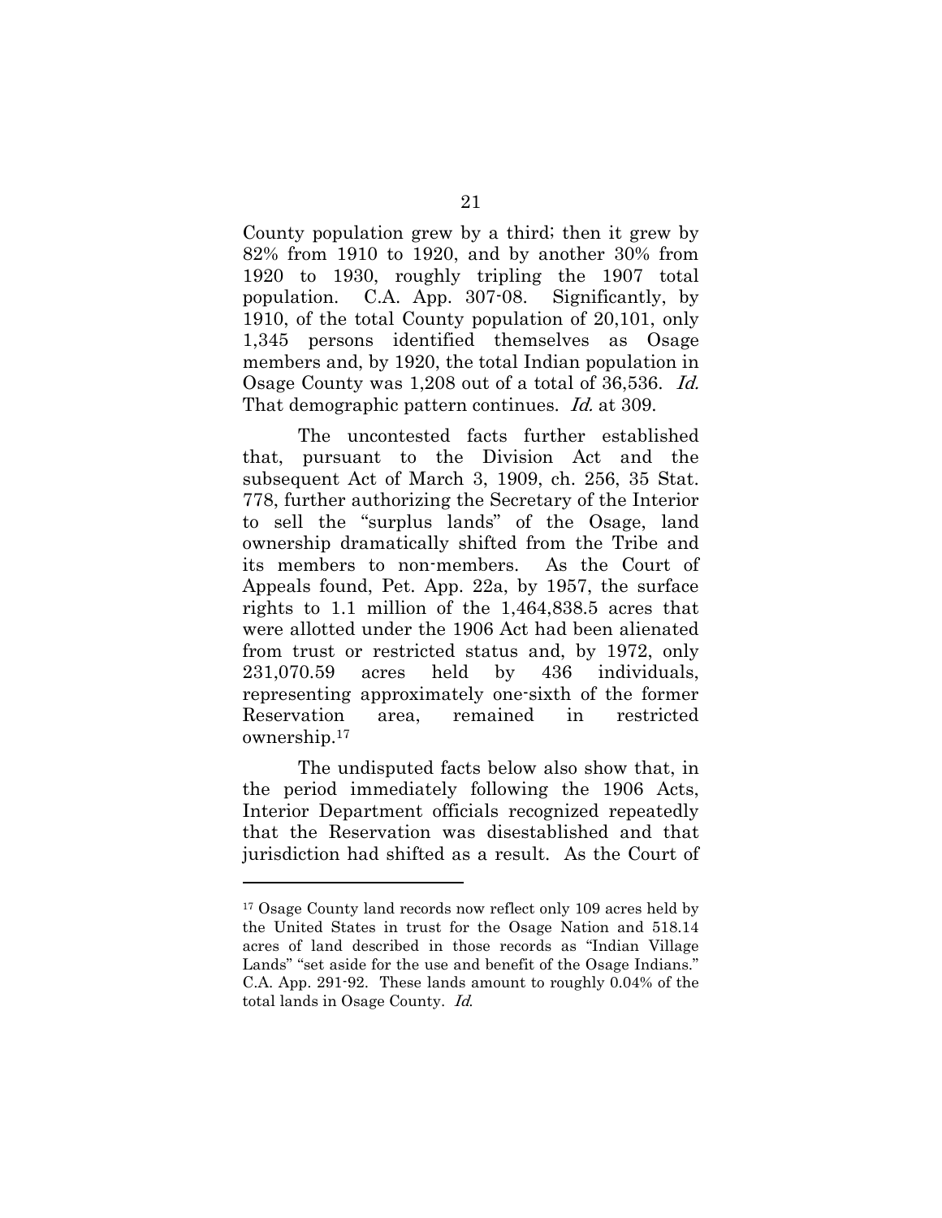County population grew by a third; then it grew by 82% from 1910 to 1920, and by another 30% from 1920 to 1930, roughly tripling the 1907 total population. C.A. App. 307-08. Significantly, by 1910, of the total County population of 20,101, only 1,345 persons identified themselves as Osage members and, by 1920, the total Indian population in Osage County was 1,208 out of a total of 36,536. *Id.* That demographic pattern continues. *Id.* at 309.

The uncontested facts further established that, pursuant to the Division Act and the subsequent Act of March 3, 1909, ch. 256, 35 Stat. 778, further authorizing the Secretary of the Interior to sell the "surplus lands" of the Osage, land ownership dramatically shifted from the Tribe and its members to non-members. As the Court of Appeals found, Pet. App. 22a, by 1957, the surface rights to 1.1 million of the 1,464,838.5 acres that were allotted under the 1906 Act had been alienated from trust or restricted status and, by 1972, only 231,070.59 acres held by 436 individuals, representing approximately one-sixth of the former Reservation area, remained in restricted ownership.[17]

The undisputed facts below also show that, in the period immediately following the 1906 Acts, Interior Department officials recognized repeatedly that the Reservation was disestablished and that jurisdiction had shifted as a result. As the Court of

[17] Osage County land records now reflect only 109 acres held by the United States in trust for the Osage Nation and 518.14 acres of land described in those records as "Indian Village Lands" "set aside for the use and benefit of the Osage Indians." C.A. App. 291-92. These lands amount to roughly 0.04% of the total lands in Osage County. *Id.*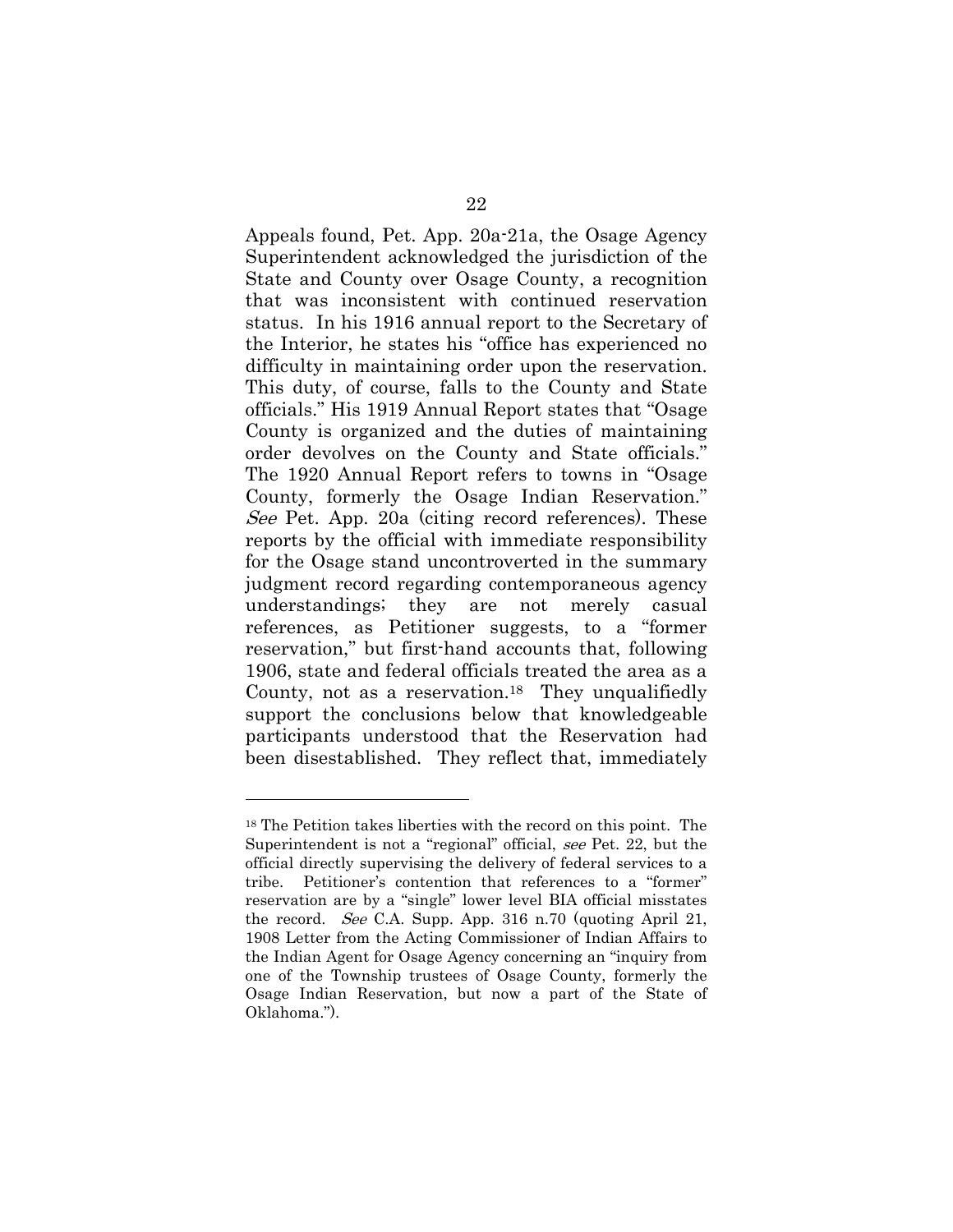Appeals found, Pet. App. 20a-21a, the Osage Agency Superintendent acknowledged the jurisdiction of the State and County over Osage County, a recognition that was inconsistent with continued reservation status. In his 1916 annual report to the Secretary of the Interior, he states his "office has experienced no difficulty in maintaining order upon the reservation. This duty, of course, falls to the County and State officials." His 1919 Annual Report states that "Osage County is organized and the duties of maintaining order devolves on the County and State officials." The 1920 Annual Report refers to towns in "Osage County, formerly the Osage Indian Reservation." *See* Pet. App. 20a (citing record references). These reports by the official with immediate responsibility for the Osage stand uncontroverted in the summary judgment record regarding contemporaneous agency understandings; they are not merely casual references, as Petitioner suggests, to a "former reservation," but first-hand accounts that, following 1906, state and federal officials treated the area as a County, not as a reservation.[18] They unqualifiedly support the conclusions below that knowledgeable participants understood that the Reservation had been disestablished. They reflect that, immediately

---

[18] The Petition takes liberties with the record on this point. The Superintendent is not a "regional" official, *see* Pet. 22, but the official directly supervising the delivery of federal services to a tribe. Petitioner's contention that references to a "former" reservation are by a "single" lower level BIA official misstates the record. *See* C.A. Supp. App. 316 n.70 (quoting April 21, 1908 Letter from the Acting Commissioner of Indian Affairs to the Indian Agent for Osage Agency concerning an "inquiry from one of the Township trustees of Osage County, formerly the Osage Indian Reservation, but now a part of the State of Oklahoma.").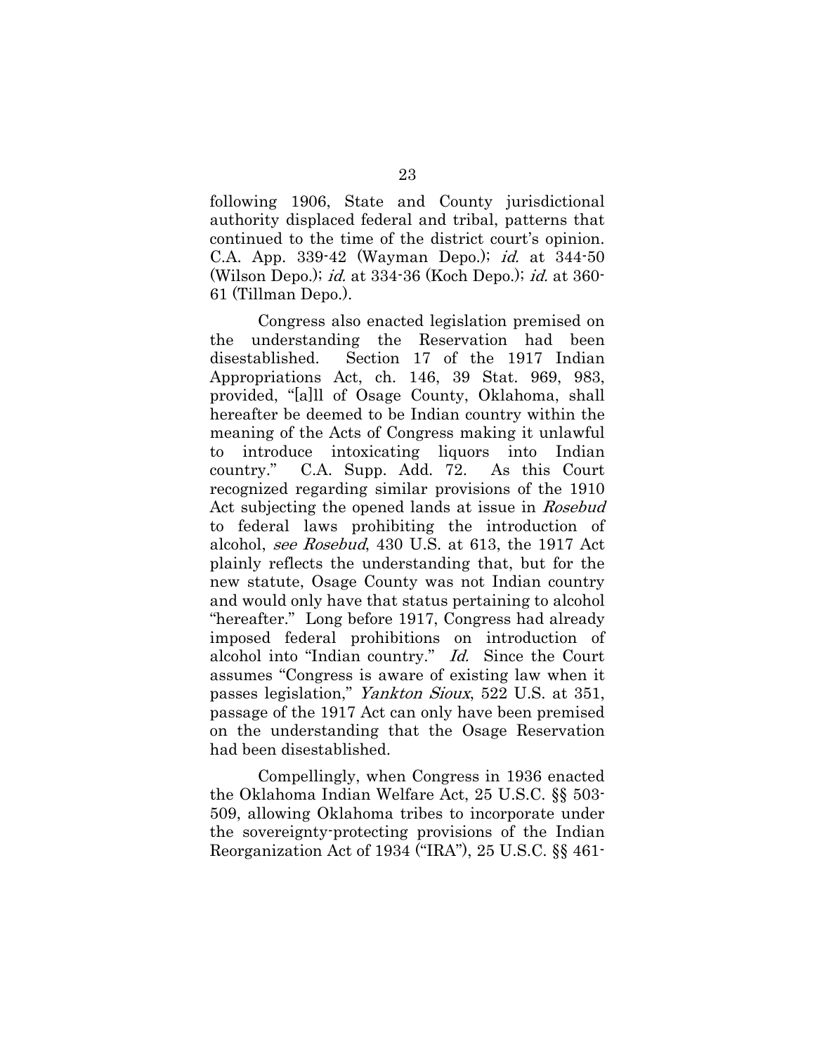following 1906, State and County jurisdictional authority displaced federal and tribal, patterns that continued to the time of the district court's opinion. C.A. App. 339-42 (Wayman Depo.); *id.* at 344-50 (Wilson Depo.); *id.* at 334-36 (Koch Depo.); *id.* at 360-61 (Tillman Depo.).

Congress also enacted legislation premised on the understanding the Reservation had been disestablished. Section 17 of the 1917 Indian Appropriations Act, ch. 146, 39 Stat. 969, 983, provided, "[a]ll of Osage County, Oklahoma, shall hereafter be deemed to be Indian country within the meaning of the Acts of Congress making it unlawful to introduce intoxicating liquors into Indian country." C.A. Supp. Add. 72. As this Court recognized regarding similar provisions of the 1910 Act subjecting the opened lands at issue in *Rosebud* to federal laws prohibiting the introduction of alcohol, *see Rosebud*, 430 U.S. at 613, the 1917 Act plainly reflects the understanding that, but for the new statute, Osage County was not Indian country and would only have that status pertaining to alcohol "hereafter." Long before 1917, Congress had already imposed federal prohibitions on introduction of alcohol into "Indian country." *Id.* Since the Court assumes "Congress is aware of existing law when it passes legislation," *Yankton Sioux*, 522 U.S. at 351, passage of the 1917 Act can only have been premised on the understanding that the Osage Reservation had been disestablished.

Compellingly, when Congress in 1936 enacted the Oklahoma Indian Welfare Act, 25 U.S.C. §§ 503-509, allowing Oklahoma tribes to incorporate under the sovereignty-protecting provisions of the Indian Reorganization Act of 1934 ("IRA"), 25 U.S.C. §§ 461-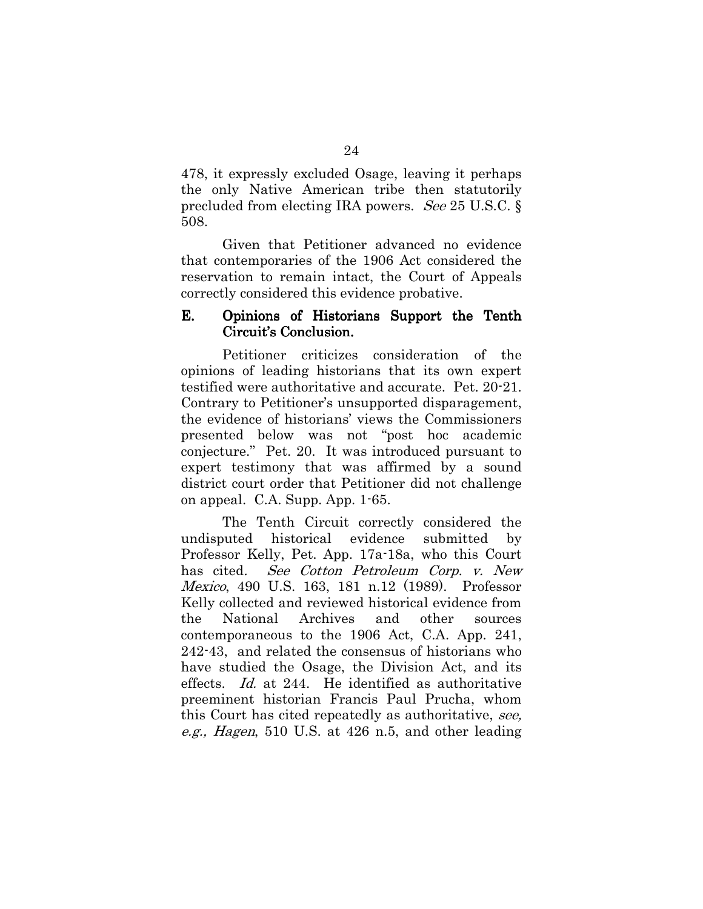478, it expressly excluded Osage, leaving it perhaps the only Native American tribe then statutorily precluded from electing IRA powers. *See* 25 U.S.C. § 508.

Given that Petitioner advanced no evidence that contemporaries of the 1906 Act considered the reservation to remain intact, the Court of Appeals correctly considered this evidence probative.

## E. Opinions of Historians Support the Tenth Circuit's Conclusion.

Petitioner criticizes consideration of the opinions of leading historians that its own expert testified were authoritative and accurate. Pet. 20-21. Contrary to Petitioner's unsupported disparagement, the evidence of historians' views the Commissioners presented below was not "post hoc academic conjecture." Pet. 20. It was introduced pursuant to expert testimony that was affirmed by a sound district court order that Petitioner did not challenge on appeal. C.A. Supp. App. 1-65.

The Tenth Circuit correctly considered the undisputed historical evidence submitted by Professor Kelly, Pet. App. 17a-18a, who this Court has cited. *See Cotton Petroleum Corp. v. New Mexico*, 490 U.S. 163, 181 n.12 (1989). Professor Kelly collected and reviewed historical evidence from the National Archives and other sources contemporaneous to the 1906 Act, C.A. App. 241, 242-43, and related the consensus of historians who have studied the Osage, the Division Act, and its effects. *Id.* at 244. He identified as authoritative preeminent historian Francis Paul Prucha, whom this Court has cited repeatedly as authoritative, *see, e.g., Hagen*, 510 U.S. at 426 n.5, and other leading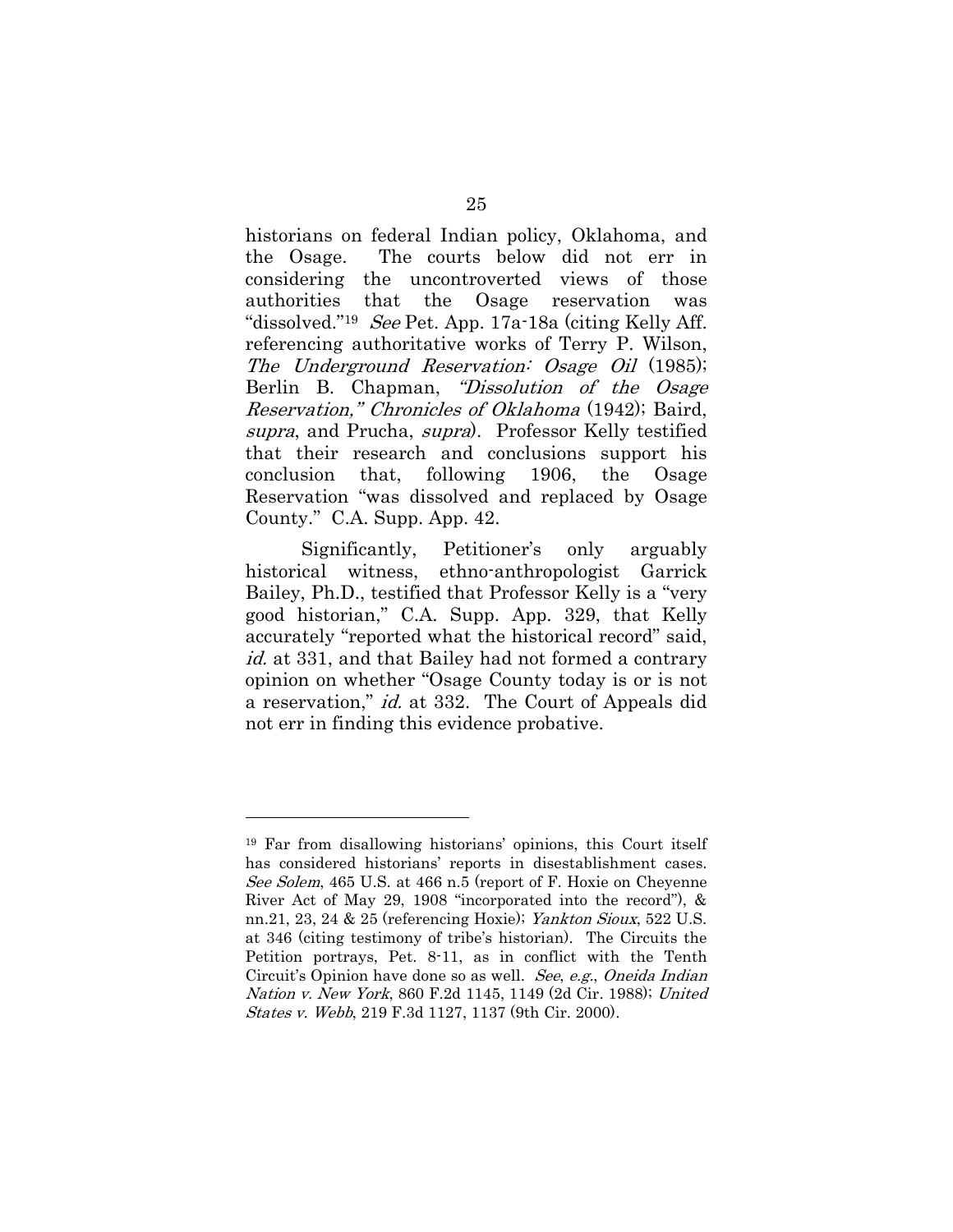historians on federal Indian policy, Oklahoma, and the Osage. The courts below did not err in considering the uncontroverted views of those authorities that the Osage reservation was "dissolved."[19] *See* Pet. App. 17a-18a (citing Kelly Aff. referencing authoritative works of Terry P. Wilson, *The Underground Reservation: Osage Oil* (1985); Berlin B. Chapman, *"Dissolution of the Osage Reservation," Chronicles of Oklahoma* (1942); Baird, *supra*, and Prucha, *supra*). Professor Kelly testified that their research and conclusions support his conclusion that, following 1906, the Osage Reservation "was dissolved and replaced by Osage County." C.A. Supp. App. 42.

Significantly, Petitioner's only arguably historical witness, ethno-anthropologist Garrick Bailey, Ph.D., testified that Professor Kelly is a "very good historian," C.A. Supp. App. 329, that Kelly accurately "reported what the historical record" said, *id.* at 331, and that Bailey had not formed a contrary opinion on whether "Osage County today is or is not a reservation," *id.* at 332. The Court of Appeals did not err in finding this evidence probative.

---

[19] Far from disallowing historians' opinions, this Court itself has considered historians' reports in disestablishment cases. *See Solem*, 465 U.S. at 466 n.5 (report of F. Hoxie on Cheyenne River Act of May 29, 1908 "incorporated into the record"), & nn.21, 23, 24 & 25 (referencing Hoxie); *Yankton Sioux*, 522 U.S. at 346 (citing testimony of tribe's historian). The Circuits the Petition portrays, Pet. 8-11, as in conflict with the Tenth Circuit's Opinion have done so as well. *See*, *e.g.*, *Oneida Indian Nation v. New York*, 860 F.2d 1145, 1149 (2d Cir. 1988); *United States v. Webb*, 219 F.3d 1127, 1137 (9th Cir. 2000).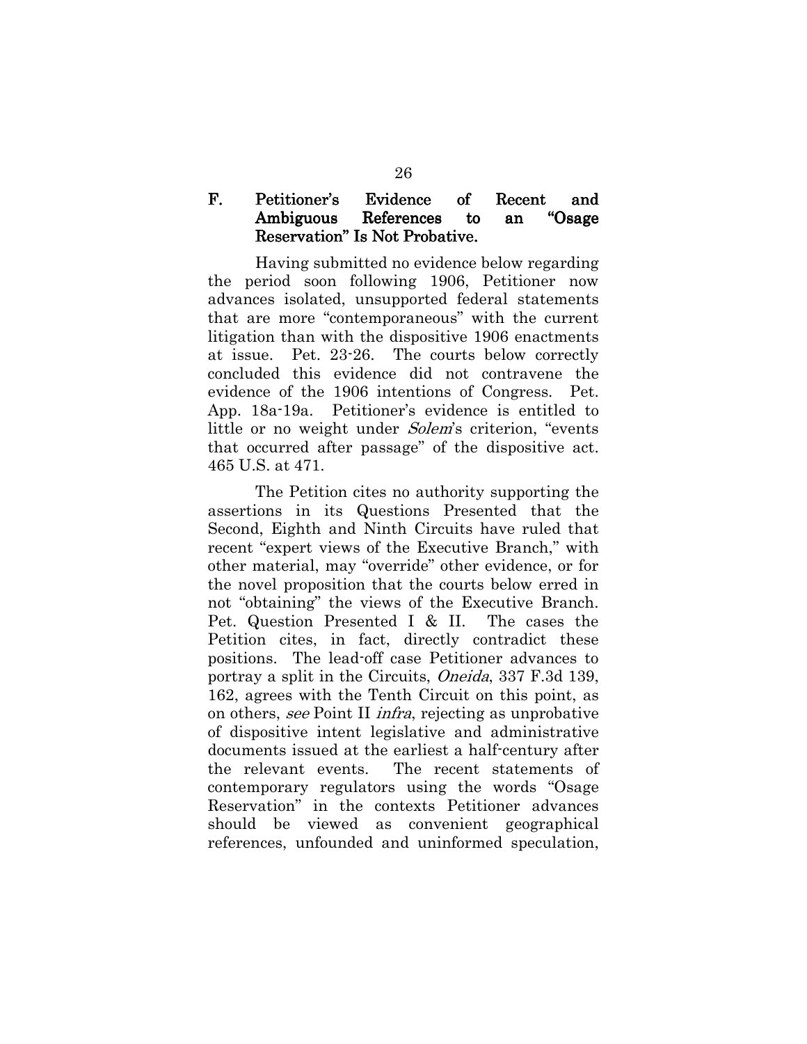### F. Petitioner's Evidence of Recent and Ambiguous References to an "Osage Reservation" Is Not Probative.

Having submitted no evidence below regarding the period soon following 1906, Petitioner now advances isolated, unsupported federal statements that are more "contemporaneous" with the current litigation than with the dispositive 1906 enactments at issue. Pet. 23-26. The courts below correctly concluded this evidence did not contravene the evidence of the 1906 intentions of Congress. Pet. App. 18a-19a. Petitioner's evidence is entitled to little or no weight under *Solem*'s criterion, "events that occurred after passage" of the dispositive act. 465 U.S. at 471.

The Petition cites no authority supporting the assertions in its Questions Presented that the Second, Eighth and Ninth Circuits have ruled that recent "expert views of the Executive Branch," with other material, may "override" other evidence, or for the novel proposition that the courts below erred in not "obtaining" the views of the Executive Branch. Pet. Question Presented I & II. The cases the Petition cites, in fact, directly contradict these positions. The lead-off case Petitioner advances to portray a split in the Circuits, *Oneida*, 337 F.3d 139, 162, agrees with the Tenth Circuit on this point, as on others, *see* Point II *infra*, rejecting as unprobative of dispositive intent legislative and administrative documents issued at the earliest a half-century after the relevant events. The recent statements of contemporary regulators using the words "Osage Reservation" in the contexts Petitioner advances should be viewed as convenient geographical references, unfounded and uninformed speculation,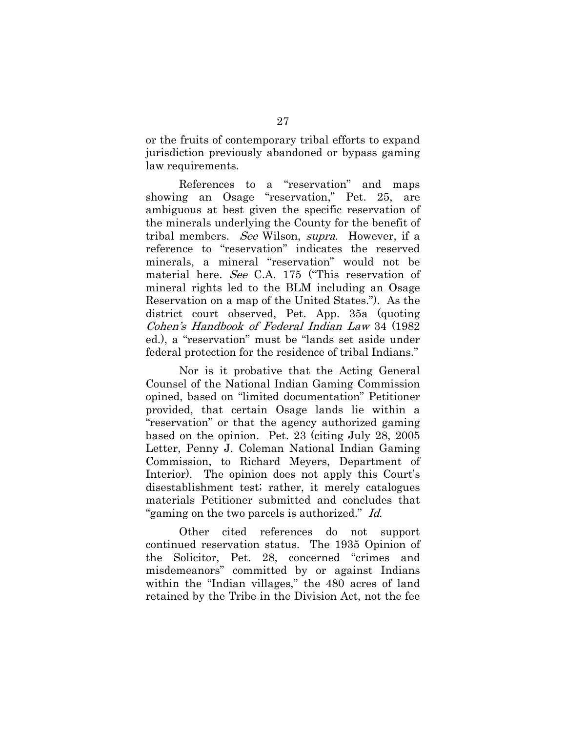or the fruits of contemporary tribal efforts to expand jurisdiction previously abandoned or bypass gaming law requirements.

References to a "reservation" and maps showing an Osage "reservation," Pet. 25, are ambiguous at best given the specific reservation of the minerals underlying the County for the benefit of tribal members. *See* Wilson, *supra*. However, if a reference to "reservation" indicates the reserved minerals, a mineral "reservation" would not be material here. *See* C.A. 175 ("This reservation of mineral rights led to the BLM including an Osage Reservation on a map of the United States."). As the district court observed, Pet. App. 35a (quoting *Cohen's Handbook of Federal Indian Law* 34 (1982 ed.), a "reservation" must be "lands set aside under federal protection for the residence of tribal Indians."

Nor is it probative that the Acting General Counsel of the National Indian Gaming Commission opined, based on "limited documentation" Petitioner provided, that certain Osage lands lie within a "reservation" or that the agency authorized gaming based on the opinion. Pet. 23 (citing July 28, 2005 Letter, Penny J. Coleman National Indian Gaming Commission, to Richard Meyers, Department of Interior). The opinion does not apply this Court's disestablishment test; rather, it merely catalogues materials Petitioner submitted and concludes that "gaming on the two parcels is authorized." *Id.*

Other cited references do not support continued reservation status. The 1935 Opinion of the Solicitor, Pet. 28, concerned "crimes and misdemeanors" committed by or against Indians within the "Indian villages," the 480 acres of land retained by the Tribe in the Division Act, not the fee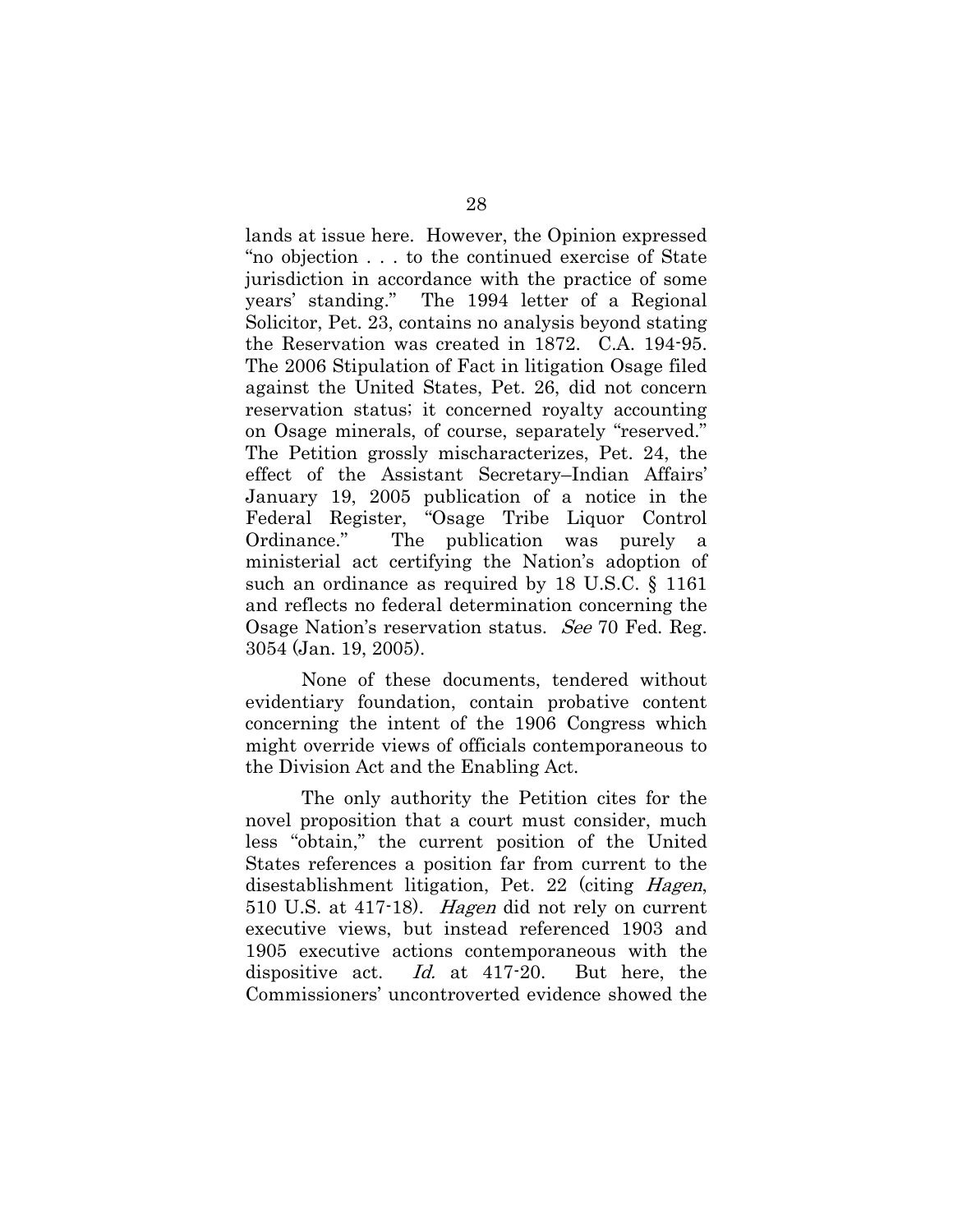lands at issue here. However, the Opinion expressed "no objection . . . to the continued exercise of State jurisdiction in accordance with the practice of some years' standing." The 1994 letter of a Regional Solicitor, Pet. 23, contains no analysis beyond stating the Reservation was created in 1872. C.A. 194-95. The 2006 Stipulation of Fact in litigation Osage filed against the United States, Pet. 26, did not concern reservation status; it concerned royalty accounting on Osage minerals, of course, separately "reserved." The Petition grossly mischaracterizes, Pet. 24, the effect of the Assistant Secretary–Indian Affairs' January 19, 2005 publication of a notice in the Federal Register, "Osage Tribe Liquor Control Ordinance." The publication was purely a ministerial act certifying the Nation's adoption of such an ordinance as required by 18 U.S.C. § 1161 and reflects no federal determination concerning the Osage Nation's reservation status. *See* 70 Fed. Reg. 3054 (Jan. 19, 2005).

None of these documents, tendered without evidentiary foundation, contain probative content concerning the intent of the 1906 Congress which might override views of officials contemporaneous to the Division Act and the Enabling Act.

The only authority the Petition cites for the novel proposition that a court must consider, much less "obtain," the current position of the United States references a position far from current to the disestablishment litigation, Pet. 22 (citing *Hagen*, 510 U.S. at 417-18). *Hagen* did not rely on current executive views, but instead referenced 1903 and 1905 executive actions contemporaneous with the dispositive act. *Id.* at 417-20. But here, the Commissioners' uncontroverted evidence showed the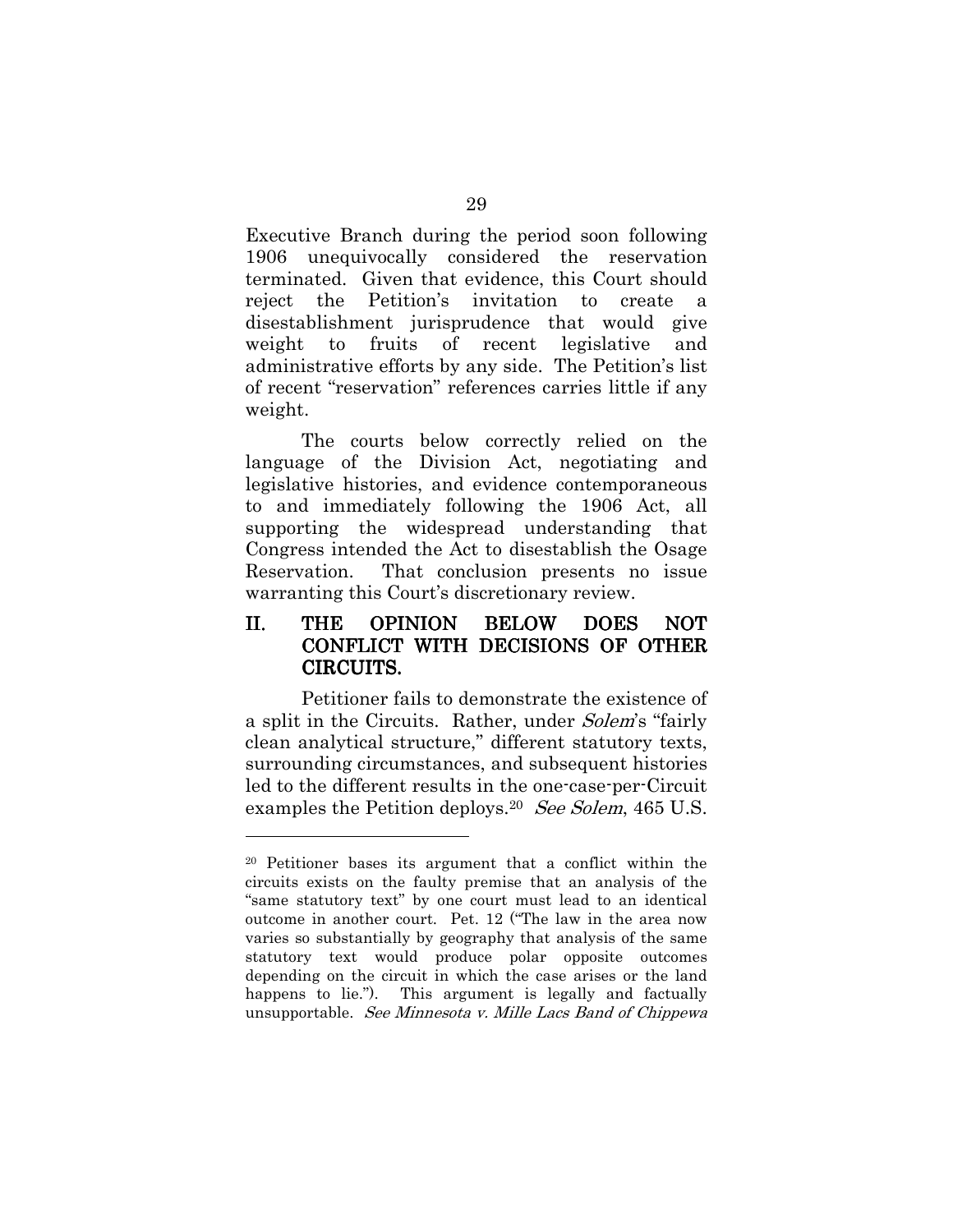Executive Branch during the period soon following 1906 unequivocally considered the reservation terminated. Given that evidence, this Court should reject the Petition's invitation to create a disestablishment jurisprudence that would give weight to fruits of recent legislative and administrative efforts by any side. The Petition's list of recent "reservation" references carries little if any weight.

The courts below correctly relied on the language of the Division Act, negotiating and legislative histories, and evidence contemporaneous to and immediately following the 1906 Act, all supporting the widespread understanding that Congress intended the Act to disestablish the Osage Reservation. That conclusion presents no issue warranting this Court's discretionary review.

## II. THE OPINION BELOW DOES NOT CONFLICT WITH DECISIONS OF OTHER CIRCUITS.

Petitioner fails to demonstrate the existence of a split in the Circuits. Rather, under *Solem*'s "fairly clean analytical structure," different statutory texts, surrounding circumstances, and subsequent histories led to the different results in the one-case-per-Circuit examples the Petition deploys.[20] *See Solem*, 465 U.S.

---

[20] Petitioner bases its argument that a conflict within the circuits exists on the faulty premise that an analysis of the "same statutory text" by one court must lead to an identical outcome in another court. Pet. 12 ("The law in the area now varies so substantially by geography that analysis of the same statutory text would produce polar opposite outcomes depending on the circuit in which the case arises or the land happens to lie."). This argument is legally and factually unsupportable. *See Minnesota v. Mille Lacs Band of Chippewa*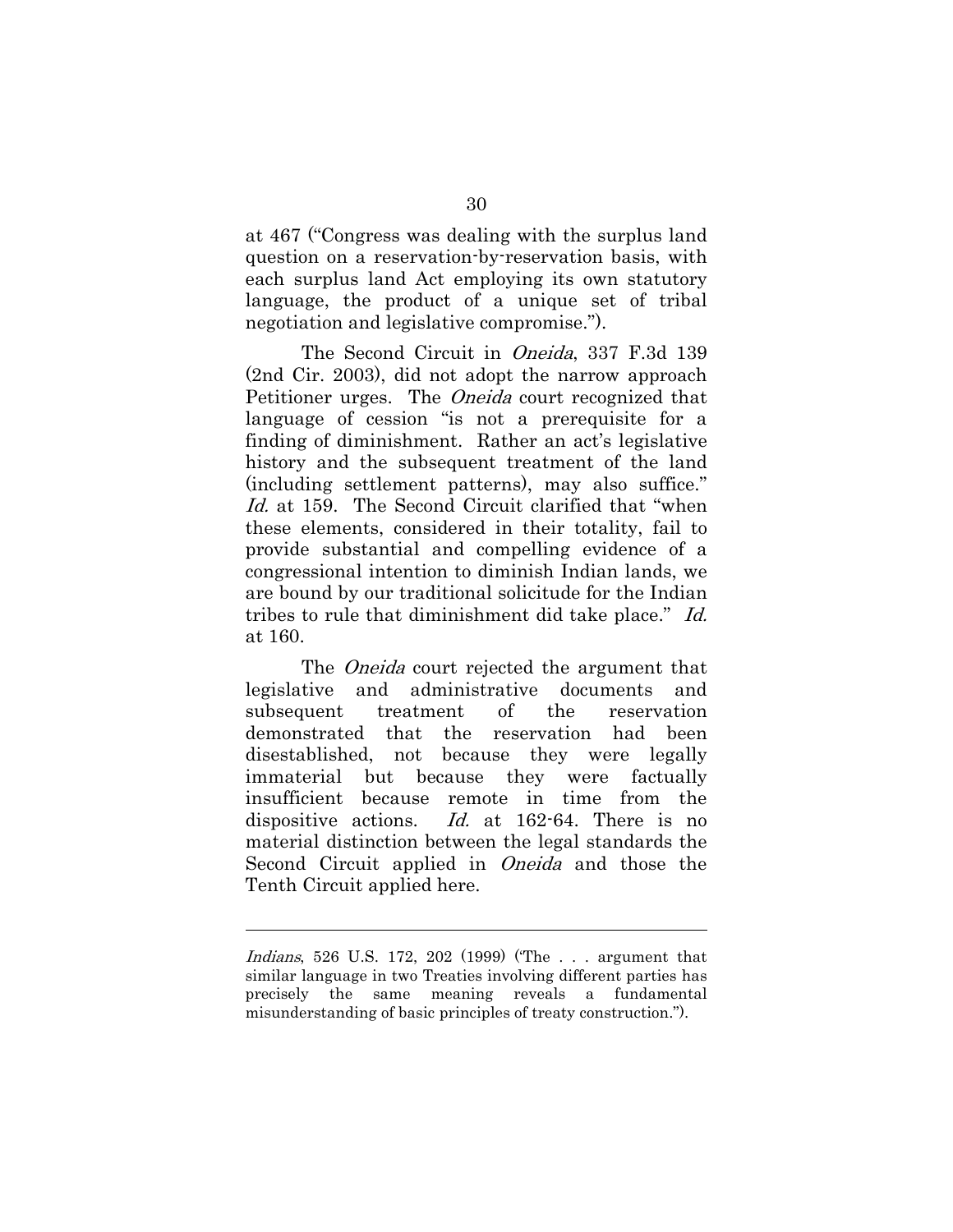at 467 ("Congress was dealing with the surplus land question on a reservation-by-reservation basis, with each surplus land Act employing its own statutory language, the product of a unique set of tribal negotiation and legislative compromise.").

The Second Circuit in *Oneida*, 337 F.3d 139 (2nd Cir. 2003), did not adopt the narrow approach Petitioner urges. The *Oneida* court recognized that language of cession "is not a prerequisite for a finding of diminishment. Rather an act's legislative history and the subsequent treatment of the land (including settlement patterns), may also suffice." *Id.* at 159. The Second Circuit clarified that "when these elements, considered in their totality, fail to provide substantial and compelling evidence of a congressional intention to diminish Indian lands, we are bound by our traditional solicitude for the Indian tribes to rule that diminishment did take place." *Id.* at 160.

The *Oneida* court rejected the argument that legislative and administrative documents and subsequent treatment of the reservation demonstrated that the reservation had been disestablished, not because they were legally immaterial but because they were factually insufficient because remote in time from the dispositive actions. *Id.* at 162-64. There is no material distinction between the legal standards the Second Circuit applied in *Oneida* and those the Tenth Circuit applied here.

---

*Indians*, 526 U.S. 172, 202 (1999) ('The . . . argument that similar language in two Treaties involving different parties has precisely the same meaning reveals a fundamental misunderstanding of basic principles of treaty construction.").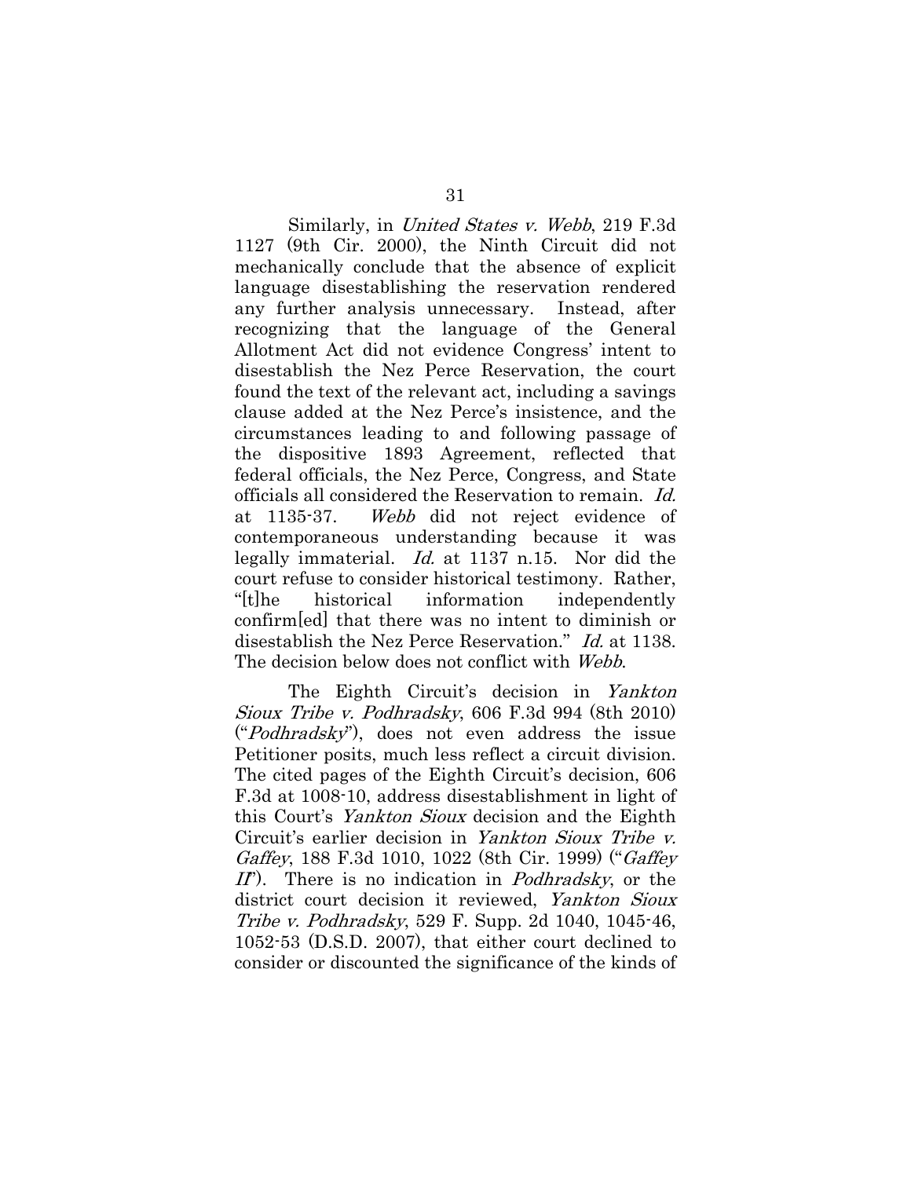Similarly, in *United States v. Webb*, 219 F.3d 1127 (9th Cir. 2000), the Ninth Circuit did not mechanically conclude that the absence of explicit language disestablishing the reservation rendered any further analysis unnecessary. Instead, after recognizing that the language of the General Allotment Act did not evidence Congress' intent to disestablish the Nez Perce Reservation, the court found the text of the relevant act, including a savings clause added at the Nez Perce's insistence, and the circumstances leading to and following passage of the dispositive 1893 Agreement, reflected that federal officials, the Nez Perce, Congress, and State officials all considered the Reservation to remain. *Id.* at 1135-37. *Webb* did not reject evidence of contemporaneous understanding because it was legally immaterial. *Id.* at 1137 n.15. Nor did the court refuse to consider historical testimony. Rather, "[t]he historical information independently confirm[ed] that there was no intent to diminish or disestablish the Nez Perce Reservation." *Id.* at 1138. The decision below does not conflict with *Webb*.

The Eighth Circuit's decision in *Yankton Sioux Tribe v. Podhradsky*, 606 F.3d 994 (8th 2010) ("*Podhradsky*"), does not even address the issue Petitioner posits, much less reflect a circuit division. The cited pages of the Eighth Circuit's decision, 606 F.3d at 1008-10, address disestablishment in light of this Court's *Yankton Sioux* decision and the Eighth Circuit's earlier decision in *Yankton Sioux Tribe v. Gaffey*, 188 F.3d 1010, 1022 (8th Cir. 1999) ("*Gaffey II*"). There is no indication in *Podhradsky*, or the district court decision it reviewed, *Yankton Sioux Tribe v. Podhradsky*, 529 F. Supp. 2d 1040, 1045-46, 1052-53 (D.S.D. 2007), that either court declined to consider or discounted the significance of the kinds of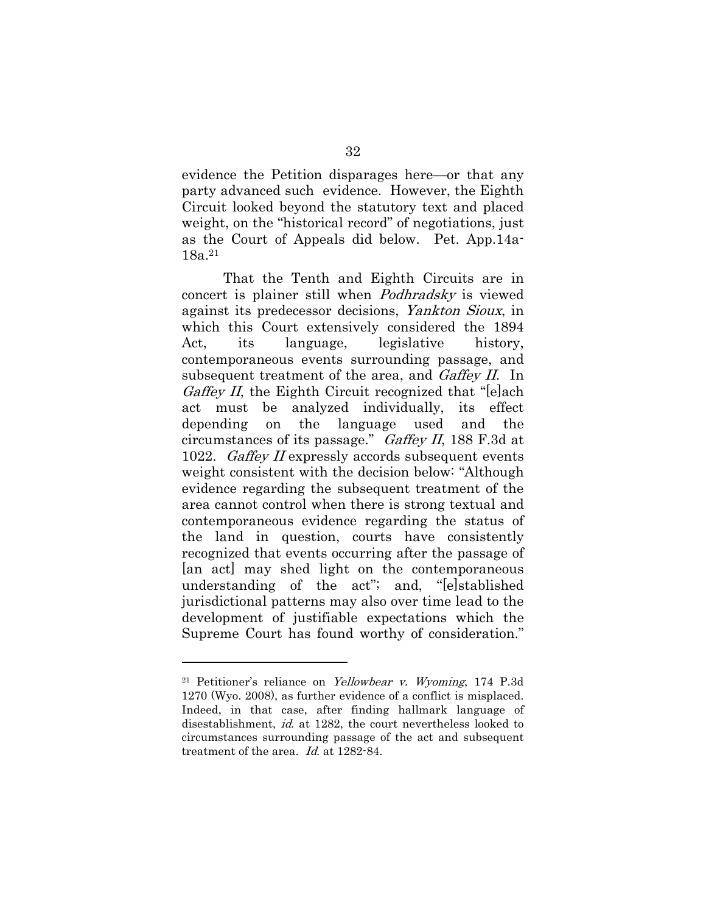evidence the Petition disparages here—or that any party advanced such evidence. However, the Eighth Circuit looked beyond the statutory text and placed weight, on the "historical record" of negotiations, just as the Court of Appeals did below. Pet. App.14a-18a.[21]

That the Tenth and Eighth Circuits are in concert is plainer still when *Podhradsky* is viewed against its predecessor decisions, *Yankton Sioux*, in which this Court extensively considered the 1894 Act, its language, legislative history, contemporaneous events surrounding passage, and subsequent treatment of the area, and *Gaffey II*. In *Gaffey II*, the Eighth Circuit recognized that "[e]ach act must be analyzed individually, its effect depending on the language used and the circumstances of its passage." *Gaffey II*, 188 F.3d at 1022. *Gaffey II* expressly accords subsequent events weight consistent with the decision below: "Although evidence regarding the subsequent treatment of the area cannot control when there is strong textual and contemporaneous evidence regarding the status of the land in question, courts have consistently recognized that events occurring after the passage of [an act] may shed light on the contemporaneous understanding of the act"; and, "[e]stablished jurisdictional patterns may also over time lead to the development of justifiable expectations which the Supreme Court has found worthy of consideration."

---

[21] Petitioner's reliance on *Yellowbear v. Wyoming*, 174 P.3d 1270 (Wyo. 2008), as further evidence of a conflict is misplaced. Indeed, in that case, after finding hallmark language of disestablishment, *id.* at 1282, the court nevertheless looked to circumstances surrounding passage of the act and subsequent treatment of the area. *Id.* at 1282-84.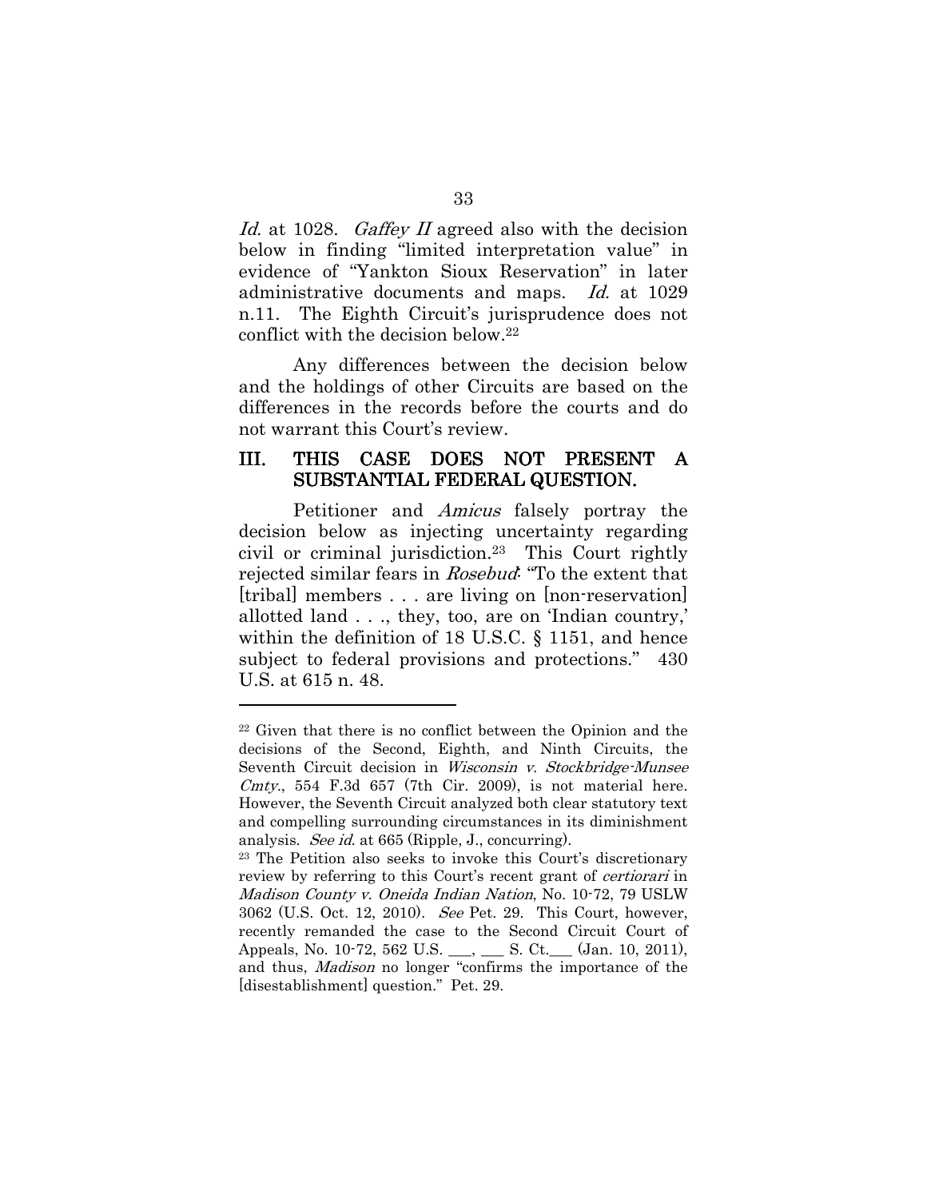*Id.* at 1028. *Gaffey II* agreed also with the decision below in finding "limited interpretation value" in evidence of "Yankton Sioux Reservation" in later administrative documents and maps. *Id.* at 1029 n.11. The Eighth Circuit's jurisprudence does not conflict with the decision below.[22]

Any differences between the decision below and the holdings of other Circuits are based on the differences in the records before the courts and do not warrant this Court's review.

## III. THIS CASE DOES NOT PRESENT A SUBSTANTIAL FEDERAL QUESTION.

Petitioner and *Amicus* falsely portray the decision below as injecting uncertainty regarding civil or criminal jurisdiction.[23] This Court rightly rejected similar fears in *Rosebud*: "To the extent that [tribal] members . . . are living on [non-reservation] allotted land . . ., they, too, are on 'Indian country,' within the definition of 18 U.S.C. § 1151, and hence subject to federal provisions and protections." 430 U.S. at 615 n. 48.

---

[22] Given that there is no conflict between the Opinion and the decisions of the Second, Eighth, and Ninth Circuits, the Seventh Circuit decision in *Wisconsin v. Stockbridge-Munsee Cmty.*, 554 F.3d 657 (7th Cir. 2009), is not material here. However, the Seventh Circuit analyzed both clear statutory text and compelling surrounding circumstances in its diminishment analysis. *See id.* at 665 (Ripple, J., concurring).

[23] The Petition also seeks to invoke this Court's discretionary review by referring to this Court's recent grant of *certiorari* in *Madison County v. Oneida Indian Nation*, No. 10-72, 79 USLW 3062 (U.S. Oct. 12, 2010). *See* Pet. 29. This Court, however, recently remanded the case to the Second Circuit Court of Appeals, No. 10-72, 562 U.S. ___, ___ S. Ct.___ (Jan. 10, 2011), and thus, *Madison* no longer "confirms the importance of the [disestablishment] question." Pet. 29.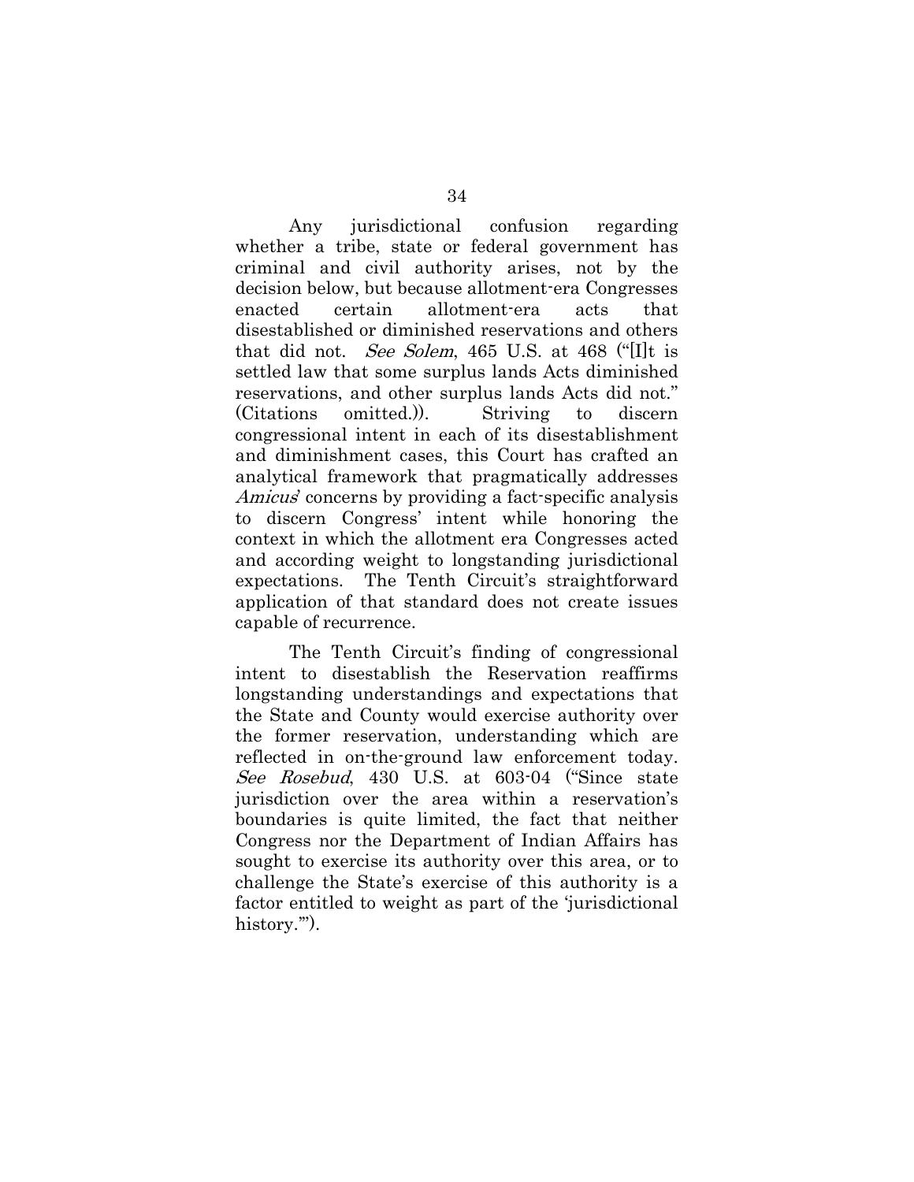Any jurisdictional confusion regarding whether a tribe, state or federal government has criminal and civil authority arises, not by the decision below, but because allotment-era Congresses enacted certain allotment-era acts that disestablished or diminished reservations and others that did not. *See Solem*, 465 U.S. at 468 ("[I]t is settled law that some surplus lands Acts diminished reservations, and other surplus lands Acts did not." (Citations omitted.)). Striving to discern congressional intent in each of its disestablishment and diminishment cases, this Court has crafted an analytical framework that pragmatically addresses *Amicus*' concerns by providing a fact-specific analysis to discern Congress' intent while honoring the context in which the allotment era Congresses acted and according weight to longstanding jurisdictional expectations. The Tenth Circuit's straightforward application of that standard does not create issues capable of recurrence.

The Tenth Circuit's finding of congressional intent to disestablish the Reservation reaffirms longstanding understandings and expectations that the State and County would exercise authority over the former reservation, understanding which are reflected in on-the-ground law enforcement today. *See Rosebud*, 430 U.S. at 603-04 ("Since state jurisdiction over the area within a reservation's boundaries is quite limited, the fact that neither Congress nor the Department of Indian Affairs has sought to exercise its authority over this area, or to challenge the State's exercise of this authority is a factor entitled to weight as part of the 'jurisdictional history.'").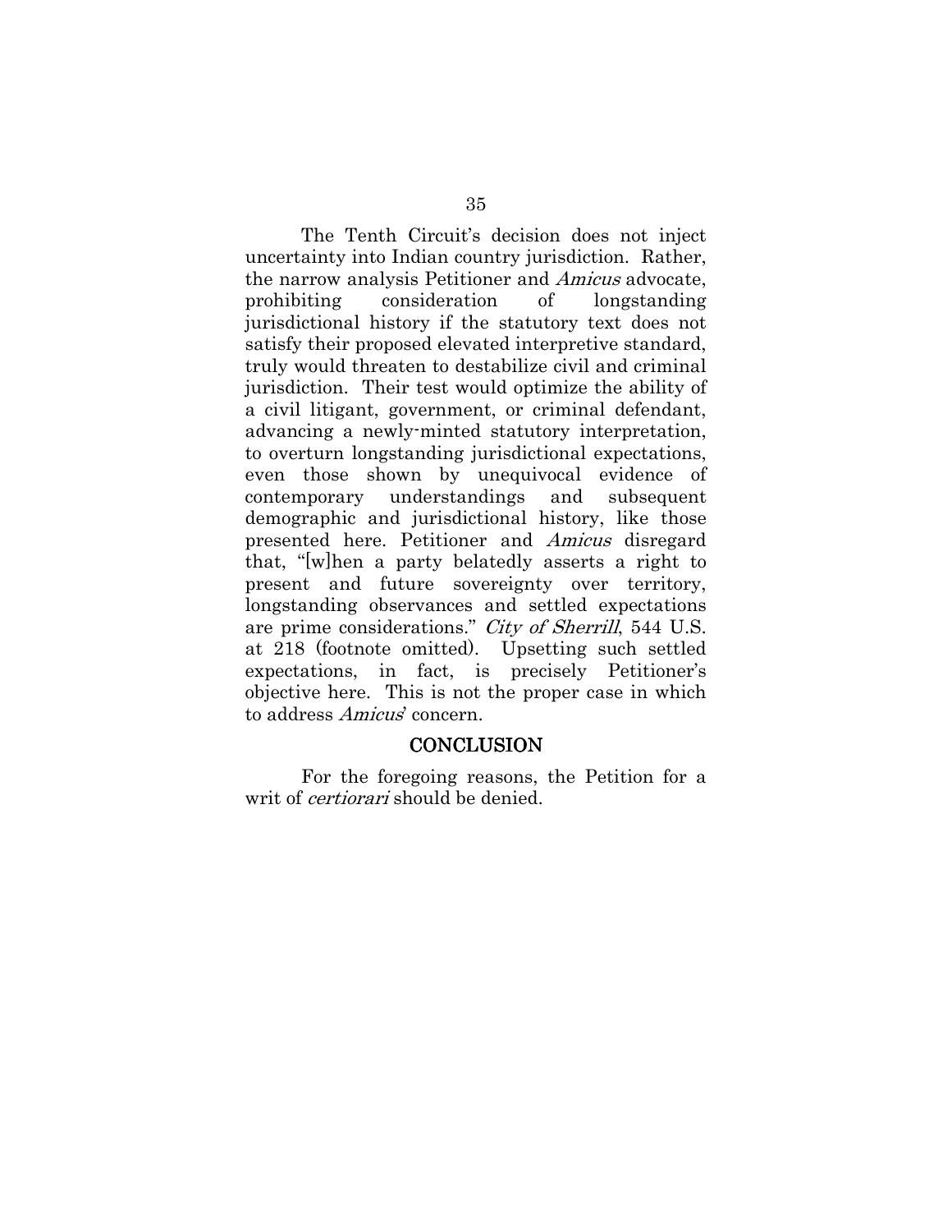The Tenth Circuit's decision does not inject uncertainty into Indian country jurisdiction. Rather, the narrow analysis Petitioner and *Amicus* advocate, prohibiting consideration of longstanding jurisdictional history if the statutory text does not satisfy their proposed elevated interpretive standard, truly would threaten to destabilize civil and criminal jurisdiction. Their test would optimize the ability of a civil litigant, government, or criminal defendant, advancing a newly-minted statutory interpretation, to overturn longstanding jurisdictional expectations, even those shown by unequivocal evidence of contemporary understandings and subsequent demographic and jurisdictional history, like those presented here. Petitioner and *Amicus* disregard that, "[w]hen a party belatedly asserts a right to present and future sovereignty over territory, longstanding observances and settled expectations are prime considerations." *City of Sherrill*, 544 U.S. at 218 (footnote omitted). Upsetting such settled expectations, in fact, is precisely Petitioner's objective here. This is not the proper case in which to address *Amicus*' concern.

## CONCLUSION

For the foregoing reasons, the Petition for a writ of *certiorari* should be denied.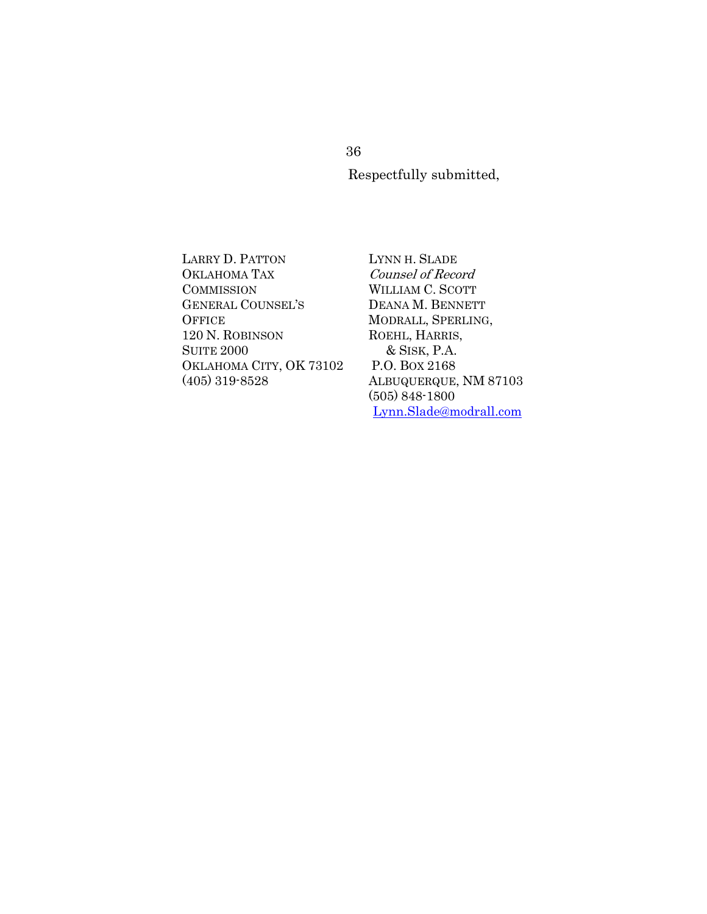Respectfully submitted,

LARRY D. PATTON
OKLAHOMA TAX COMMISSION
GENERAL COUNSEL'S OFFICE
120 N. ROBINSON
SUITE 2000
OKLAHOMA CITY, OK 73102
(405) 319-8528

LYNN H. SLADE
*Counsel of Record*
WILLIAM C. SCOTT
DEANA M. BENNETT
MODRALL, SPERLING, ROEHL, HARRIS, & SISK, P.A.
P.O. BOX 2168
ALBUQUERQUE, NM 87103
(505) 848-1800
Lynn.Slade@modrall.com